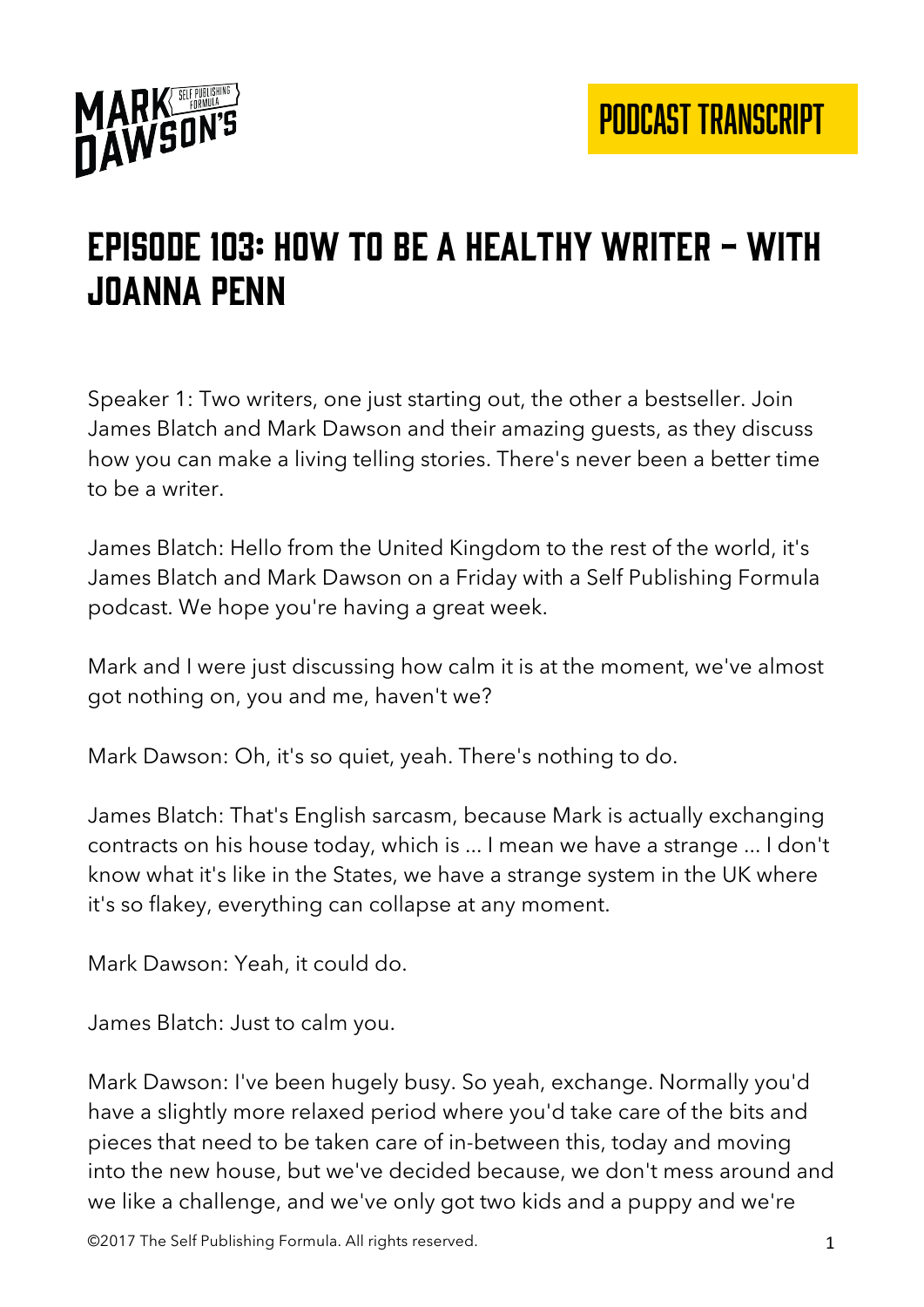# Episode 103: How to Be a Healthy Writer – With Joanna Penn

Speaker 1: Two writers, one just starting out, the other a bestseller. Join James Blatch and Mark Dawson and their amazing guests, as they discuss how you can make a living telling stories. There's never been a better time to be a writer.

James Blatch: Hello from the United Kingdom to the rest of the world, it's James Blatch and Mark Dawson on a Friday with a Self Publishing Formula podcast. We hope you're having a great week.

Mark and I were just discussing how calm it is at the moment, we've almost got nothing on, you and me, haven't we?

Mark Dawson: Oh, it's so quiet, yeah. There's nothing to do.

James Blatch: That's English sarcasm, because Mark is actually exchanging contracts on his house today, which is ... I mean we have a strange ... I don't know what it's like in the States, we have a strange system in the UK where it's so flakey, everything can collapse at any moment.

Mark Dawson: Yeah, it could do.

James Blatch: Just to calm you.

Mark Dawson: I've been hugely busy. So yeah, exchange. Normally you'd have a slightly more relaxed period where you'd take care of the bits and pieces that need to be taken care of in-between this, today and moving into the new house, but we've decided because, we don't mess around and we like a challenge, and we've only got two kids and a puppy and we're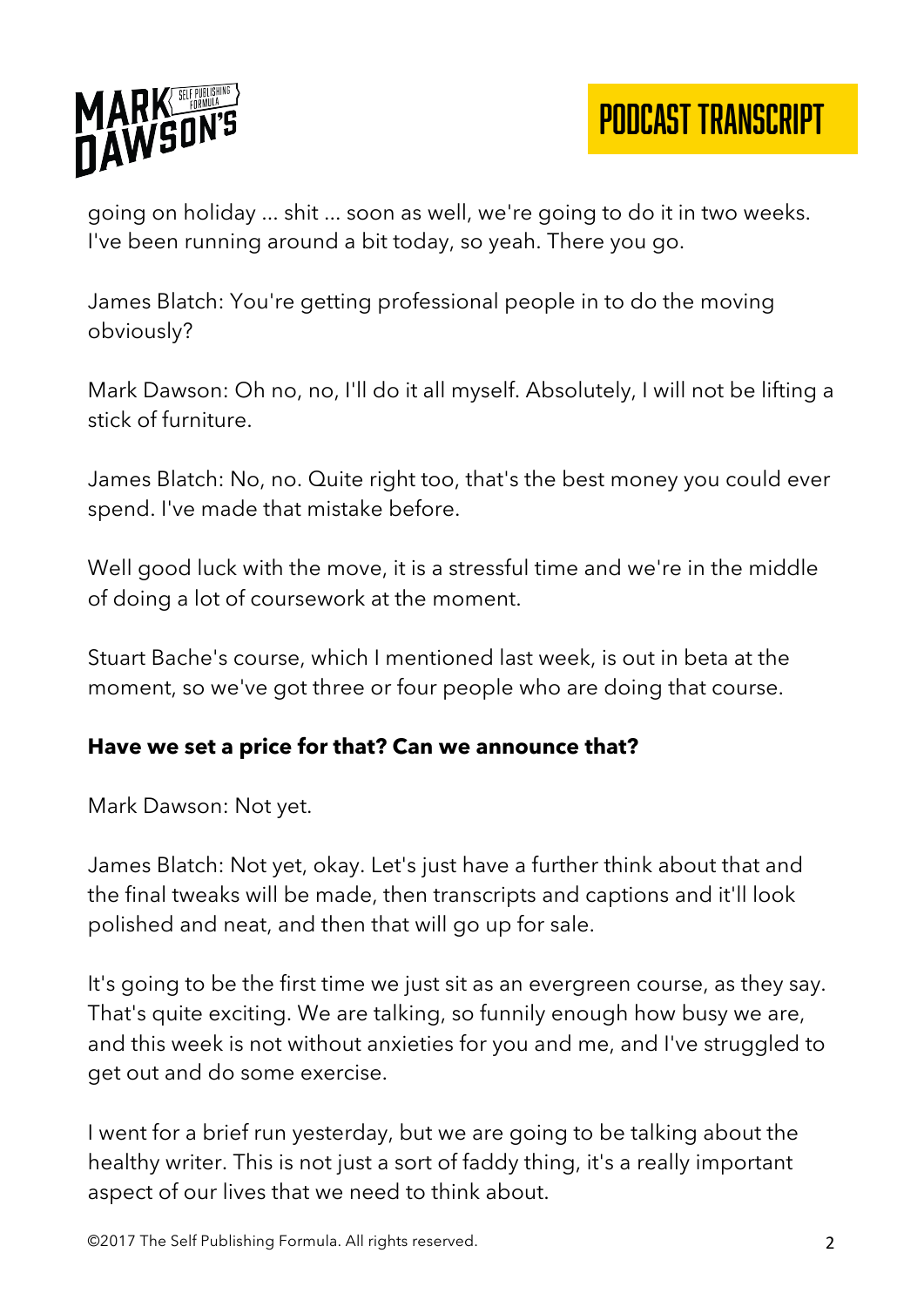going on holiday ... shit ... soon as well, we're going to do it in two weeks. I've been running around a bit today, so yeah. There you go.

James Blatch: You're getting professional people in to do the moving obviously?

Mark Dawson: Oh no, no, I'll do it all myself. Absolutely, I will not be lifting a stick of furniture.

James Blatch: No, no. Quite right too, that's the best money you could ever spend. I've made that mistake before.

Well good luck with the move, it is a stressful time and we're in the middle of doing a lot of coursework at the moment.

Stuart Bache's course, which I mentioned last week, is out in beta at the moment, so we've got three or four people who are doing that course.

**Have we set a price for that? Can we announce that?**

Mark Dawson: Not yet.

James Blatch: Not yet, okay. Let's just have a further think about that and the final tweaks will be made, then transcripts and captions and it'll look polished and neat, and then that will go up for sale.

It's going to be the first time we just sit as an evergreen course, as they say. That's quite exciting. We are talking, so funnily enough how busy we are, and this week is not without anxieties for you and me, and I've struggled to get out and do some exercise.

I went for a brief run yesterday, but we are going to be talking about the healthy writer. This is not just a sort of faddy thing, it's a really important aspect of our lives that we need to think about.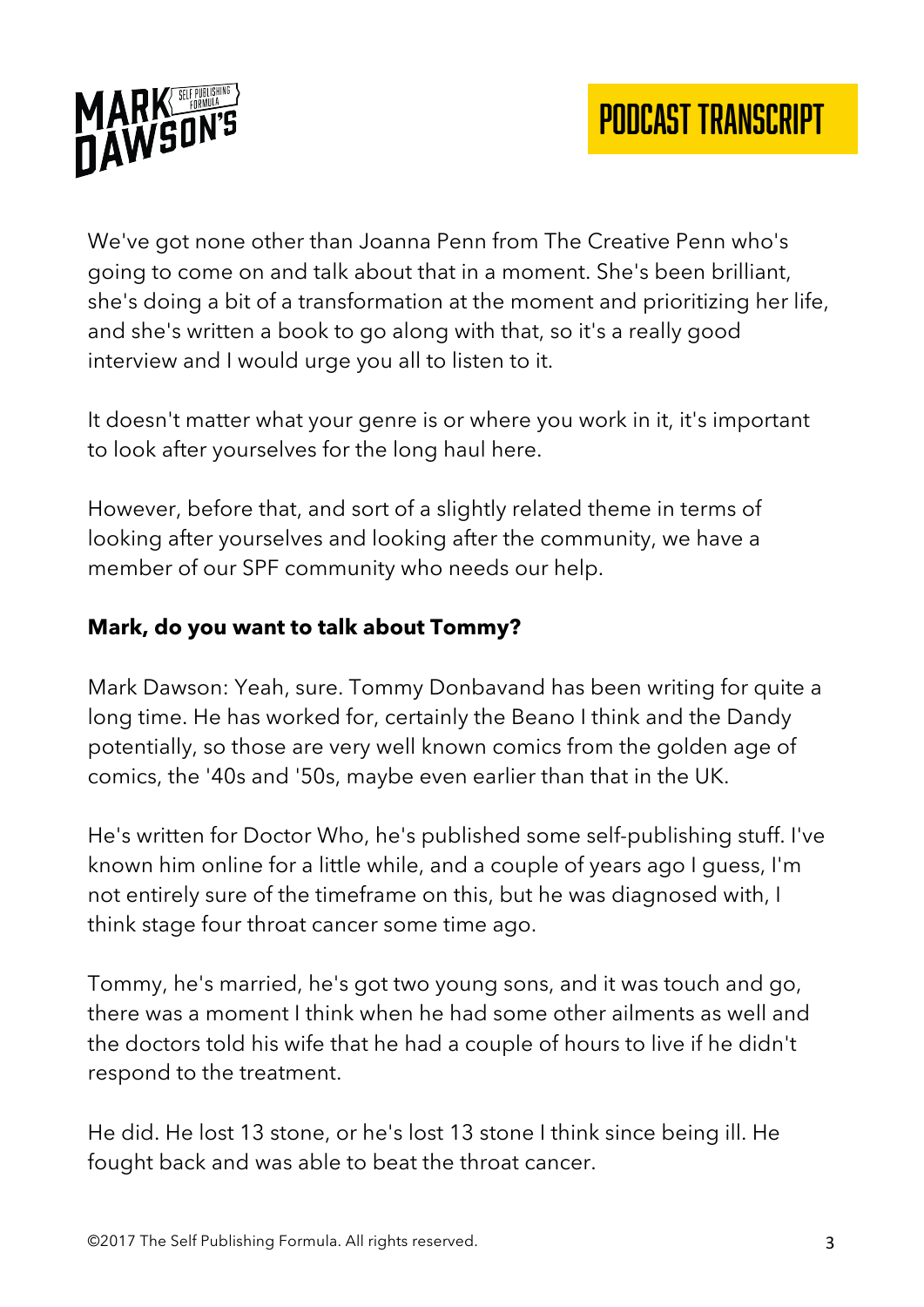We've got none other than Joanna Penn from The Creative Penn who's going to come on and talk about that in a moment. She's been brilliant, she's doing a bit of a transformation at the moment and prioritizing her life, and she's written a book to go along with that, so it's a really good interview and I would urge you all to listen to it.

It doesn't matter what your genre is or where you work in it, it's important to look after yourselves for the long haul here.

However, before that, and sort of a slightly related theme in terms of looking after yourselves and looking after the community, we have a member of our SPF community who needs our help.

**Mark, do you want to talk about Tommy?**

Mark Dawson: Yeah, sure. Tommy Donbavand has been writing for quite a long time. He has worked for, certainly the Beano I think and the Dandy potentially, so those are very well known comics from the golden age of comics, the '40s and '50s, maybe even earlier than that in the UK.

He's written for Doctor Who, he's published some self-publishing stuff. I've known him online for a little while, and a couple of years ago I guess, I'm not entirely sure of the timeframe on this, but he was diagnosed with, I think stage four throat cancer some time ago.

Tommy, he's married, he's got two young sons, and it was touch and go, there was a moment I think when he had some other ailments as well and the doctors told his wife that he had a couple of hours to live if he didn't respond to the treatment.

He did. He lost 13 stone, or he's lost 13 stone I think since being ill. He fought back and was able to beat the throat cancer.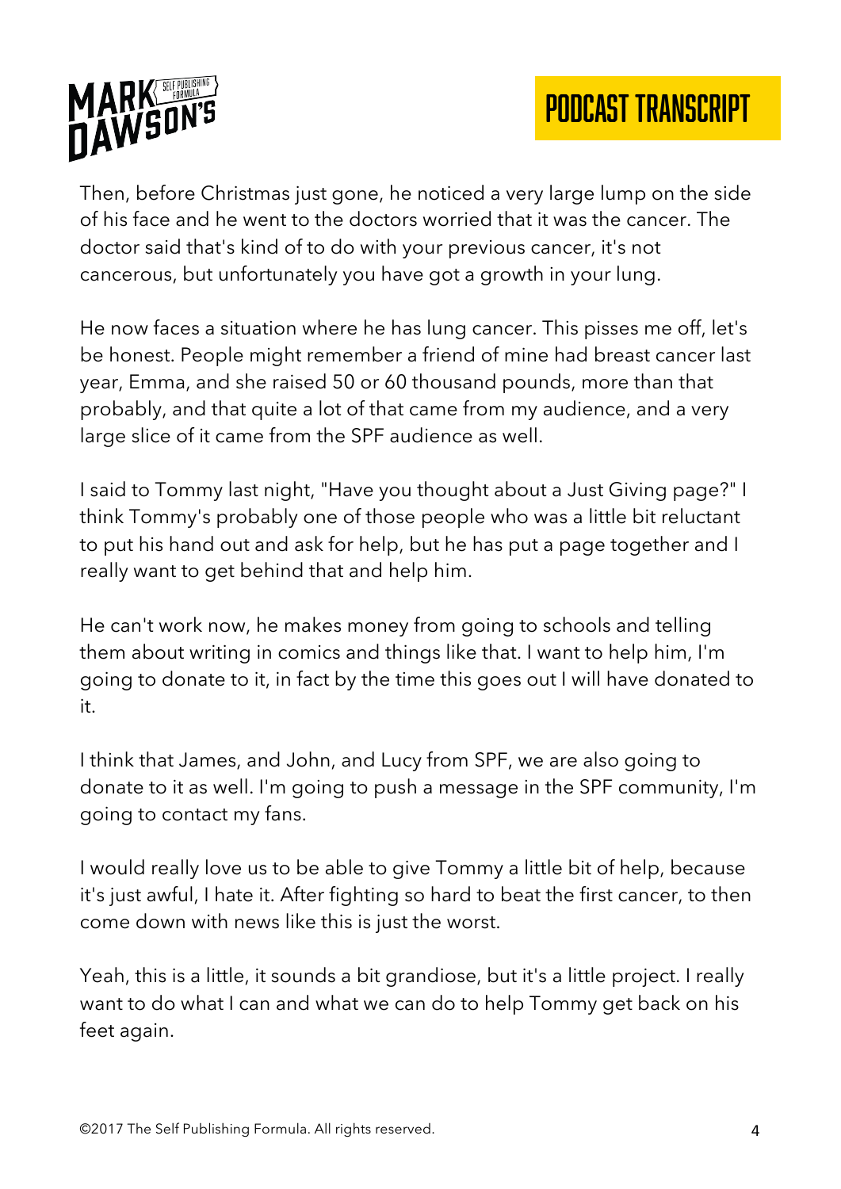Then, before Christmas just gone, he noticed a very large lump on the side of his face and he went to the doctors worried that it was the cancer. The doctor said that's kind of to do with your previous cancer, it's not cancerous, but unfortunately you have got a growth in your lung.

He now faces a situation where he has lung cancer. This pisses me off, let's be honest. People might remember a friend of mine had breast cancer last year, Emma, and she raised 50 or 60 thousand pounds, more than that probably, and that quite a lot of that came from my audience, and a very large slice of it came from the SPF audience as well.

I said to Tommy last night, "Have you thought about a Just Giving page?" I think Tommy's probably one of those people who was a little bit reluctant to put his hand out and ask for help, but he has put a page together and I really want to get behind that and help him.

He can't work now, he makes money from going to schools and telling them about writing in comics and things like that. I want to help him, I'm going to donate to it, in fact by the time this goes out I will have donated to it.

I think that James, and John, and Lucy from SPF, we are also going to donate to it as well. I'm going to push a message in the SPF community, I'm going to contact my fans.

I would really love us to be able to give Tommy a little bit of help, because it's just awful, I hate it. After fighting so hard to beat the first cancer, to then come down with news like this is just the worst.

Yeah, this is a little, it sounds a bit grandiose, but it's a little project. I really want to do what I can and what we can do to help Tommy get back on his feet again.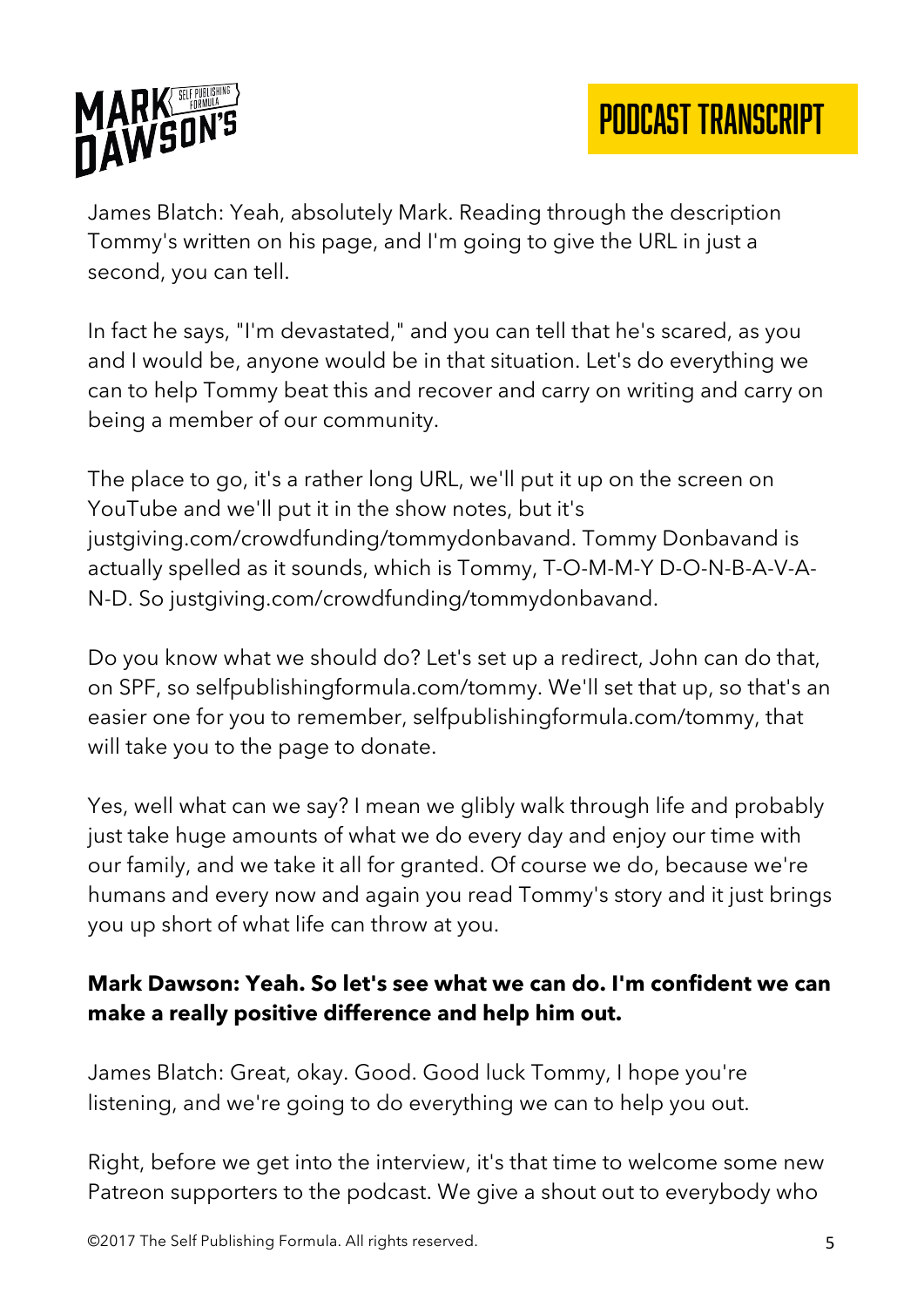James Blatch: Yeah, absolutely Mark. Reading through the description Tommy's written on his page, and I'm going to give the URL in just a second, you can tell.

In fact he says, "I'm devastated," and you can tell that he's scared, as you and I would be, anyone would be in that situation. Let's do everything we can to help Tommy beat this and recover and carry on writing and carry on being a member of our community.

The place to go, it's a rather long URL, we'll put it up on the screen on YouTube and we'll put it in the show notes, but it's justgiving.com/crowdfunding/tommydonbavand. Tommy Donbavand is actually spelled as it sounds, which is Tommy, T-O-M-M-Y D-O-N-B-A-V-A-N-D. So justgiving.com/crowdfunding/tommydonbavand.

Do you know what we should do? Let's set up a redirect, John can do that, on SPF, so selfpublishingformula.com/tommy. We'll set that up, so that's an easier one for you to remember, selfpublishingformula.com/tommy, that will take you to the page to donate.

Yes, well what can we say? I mean we glibly walk through life and probably just take huge amounts of what we do every day and enjoy our time with our family, and we take it all for granted. Of course we do, because we're humans and every now and again you read Tommy's story and it just brings you up short of what life can throw at you.

**Mark Dawson: Yeah. So let's see what we can do. I'm confident we can make a really positive difference and help him out.**

James Blatch: Great, okay. Good. Good luck Tommy, I hope you're listening, and we're going to do everything we can to help you out.

Right, before we get into the interview, it's that time to welcome some new Patreon supporters to the podcast. We give a shout out to everybody who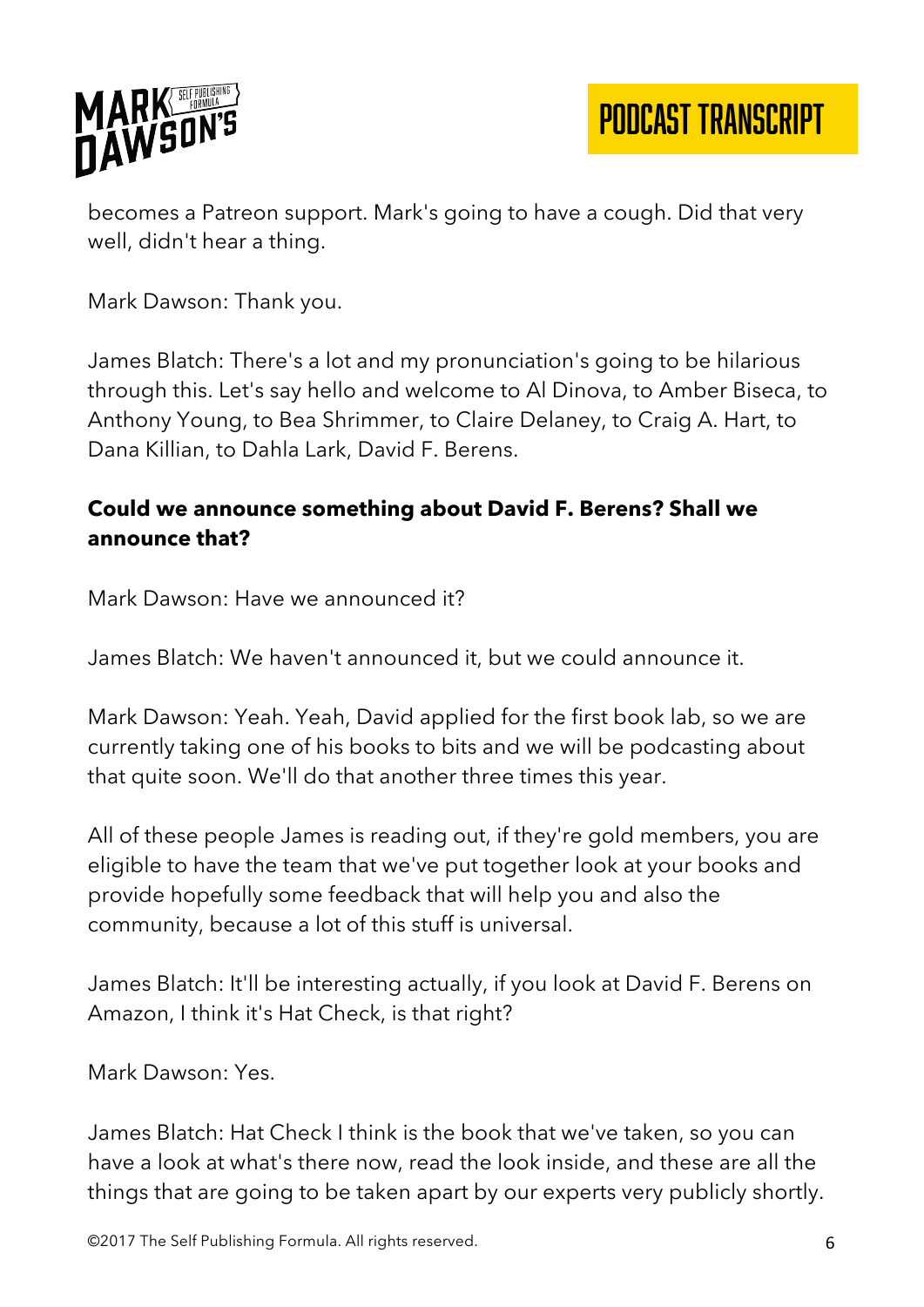becomes a Patreon support. Mark's going to have a cough. Did that very well, didn't hear a thing.

Mark Dawson: Thank you.

James Blatch: There's a lot and my pronunciation's going to be hilarious through this. Let's say hello and welcome to Al Dinova, to Amber Biseca, to Anthony Young, to Bea Shrimmer, to Claire Delaney, to Craig A. Hart, to Dana Killian, to Dahla Lark, David F. Berens.

**Could we announce something about David F. Berens? Shall we announce that?**

Mark Dawson: Have we announced it?

James Blatch: We haven't announced it, but we could announce it.

Mark Dawson: Yeah. Yeah, David applied for the first book lab, so we are currently taking one of his books to bits and we will be podcasting about that quite soon. We'll do that another three times this year.

All of these people James is reading out, if they're gold members, you are eligible to have the team that we've put together look at your books and provide hopefully some feedback that will help you and also the community, because a lot of this stuff is universal.

James Blatch: It'll be interesting actually, if you look at David F. Berens on Amazon, I think it's Hat Check, is that right?

Mark Dawson: Yes.

James Blatch: Hat Check I think is the book that we've taken, so you can have a look at what's there now, read the look inside, and these are all the things that are going to be taken apart by our experts very publicly shortly.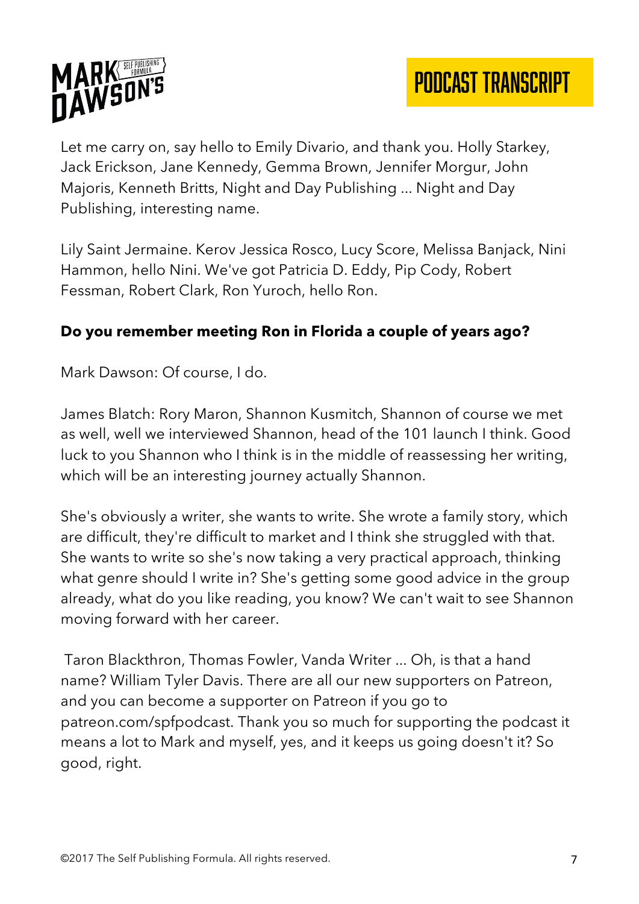Let me carry on, say hello to Emily Divario, and thank you. Holly Starkey, Jack Erickson, Jane Kennedy, Gemma Brown, Jennifer Morgur, John Majoris, Kenneth Britts, Night and Day Publishing ... Night and Day Publishing, interesting name.

Lily Saint Jermaine. Kerov Jessica Rosco, Lucy Score, Melissa Banjack, Nini Hammon, hello Nini. We've got Patricia D. Eddy, Pip Cody, Robert Fessman, Robert Clark, Ron Yuroch, hello Ron.

**Do you remember meeting Ron in Florida a couple of years ago?**

Mark Dawson: Of course, I do.

James Blatch: Rory Maron, Shannon Kusmitch, Shannon of course we met as well, well we interviewed Shannon, head of the 101 launch I think. Good luck to you Shannon who I think is in the middle of reassessing her writing, which will be an interesting journey actually Shannon.

She's obviously a writer, she wants to write. She wrote a family story, which are difficult, they're difficult to market and I think she struggled with that. She wants to write so she's now taking a very practical approach, thinking what genre should I write in? She's getting some good advice in the group already, what do you like reading, you know? We can't wait to see Shannon moving forward with her career.

Taron Blackthron, Thomas Fowler, Vanda Writer ... Oh, is that a hand name? William Tyler Davis. There are all our new supporters on Patreon, and you can become a supporter on Patreon if you go to patreon.com/spfpodcast. Thank you so much for supporting the podcast it means a lot to Mark and myself, yes, and it keeps us going doesn't it? So good, right.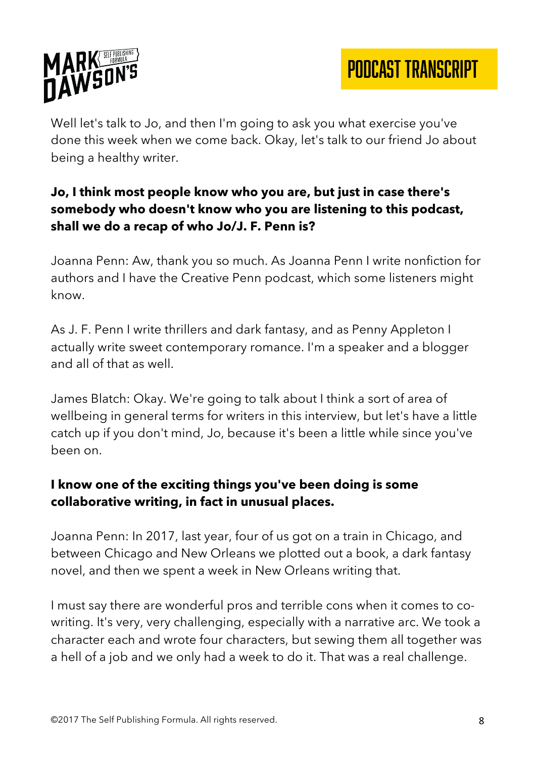Well let's talk to Jo, and then I'm going to ask you what exercise you've done this week when we come back. Okay, let's talk to our friend Jo about being a healthy writer.

**Jo, I think most people know who you are, but just in case there's somebody who doesn't know who you are listening to this podcast, shall we do a recap of who Jo/J. F. Penn is?**

Joanna Penn: Aw, thank you so much. As Joanna Penn I write nonfiction for authors and I have the Creative Penn podcast, which some listeners might know.

As J. F. Penn I write thrillers and dark fantasy, and as Penny Appleton I actually write sweet contemporary romance. I'm a speaker and a blogger and all of that as well.

James Blatch: Okay. We're going to talk about I think a sort of area of wellbeing in general terms for writers in this interview, but let's have a little catch up if you don't mind, Jo, because it's been a little while since you've been on.

**I know one of the exciting things you've been doing is some collaborative writing, in fact in unusual places.**

Joanna Penn: In 2017, last year, four of us got on a train in Chicago, and between Chicago and New Orleans we plotted out a book, a dark fantasy novel, and then we spent a week in New Orleans writing that.

I must say there are wonderful pros and terrible cons when it comes to co-writing. It's very, very challenging, especially with a narrative arc. We took a character each and wrote four characters, but sewing them all together was a hell of a job and we only had a week to do it. That was a real challenge.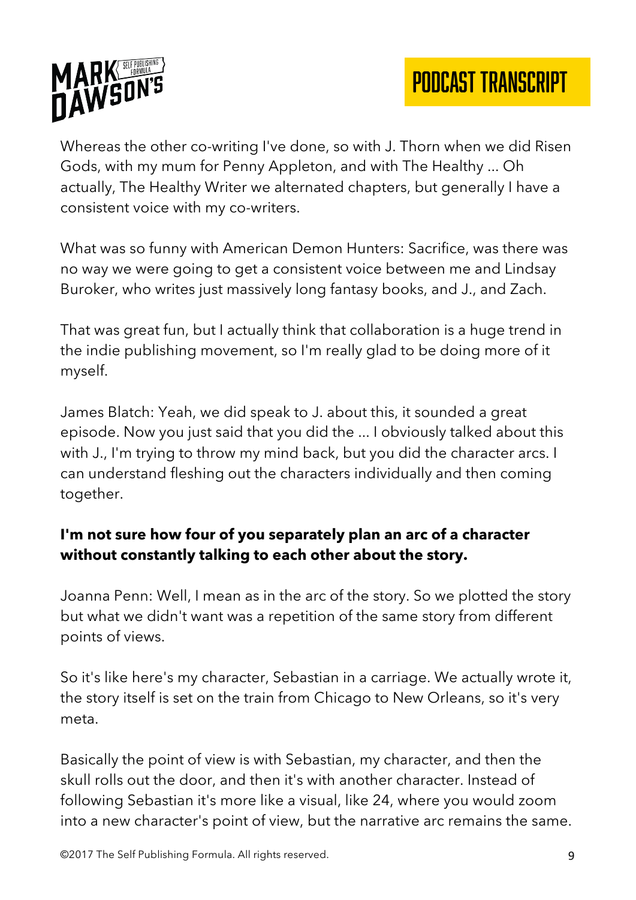Whereas the other co-writing I've done, so with J. Thorn when we did Risen Gods, with my mum for Penny Appleton, and with The Healthy ... Oh actually, The Healthy Writer we alternated chapters, but generally I have a consistent voice with my co-writers.

What was so funny with American Demon Hunters: Sacrifice, was there was no way we were going to get a consistent voice between me and Lindsay Buroker, who writes just massively long fantasy books, and J., and Zach.

That was great fun, but I actually think that collaboration is a huge trend in the indie publishing movement, so I'm really glad to be doing more of it myself.

James Blatch: Yeah, we did speak to J. about this, it sounded a great episode. Now you just said that you did the ... I obviously talked about this with J., I'm trying to throw my mind back, but you did the character arcs. I can understand fleshing out the characters individually and then coming together.

**I'm not sure how four of you separately plan an arc of a character without constantly talking to each other about the story.**

Joanna Penn: Well, I mean as in the arc of the story. So we plotted the story but what we didn't want was a repetition of the same story from different points of views.

So it's like here's my character, Sebastian in a carriage. We actually wrote it, the story itself is set on the train from Chicago to New Orleans, so it's very meta.

Basically the point of view is with Sebastian, my character, and then the skull rolls out the door, and then it's with another character. Instead of following Sebastian it's more like a visual, like 24, where you would zoom into a new character's point of view, but the narrative arc remains the same.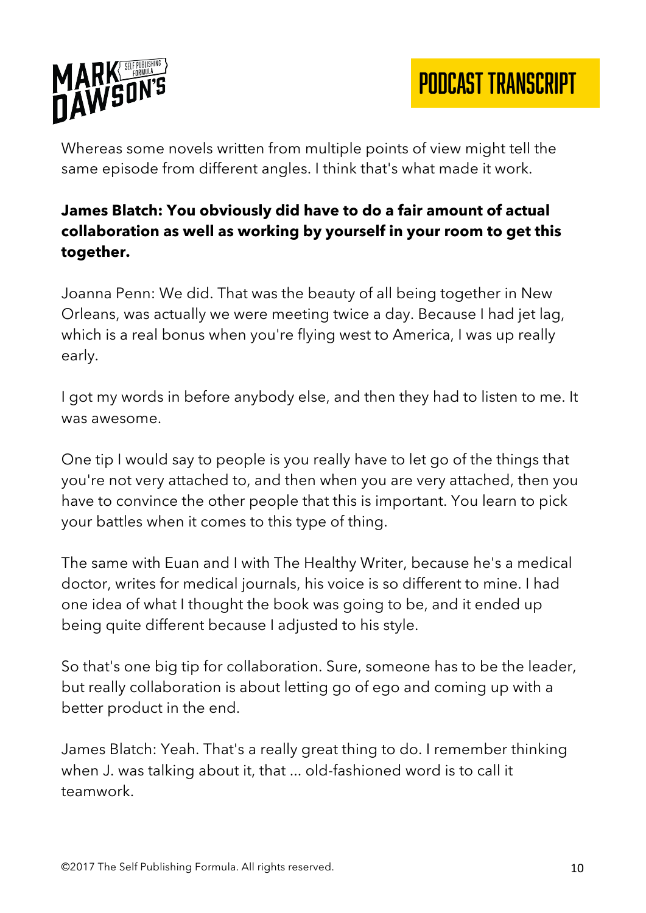Whereas some novels written from multiple points of view might tell the same episode from different angles. I think that's what made it work.

**James Blatch: You obviously did have to do a fair amount of actual collaboration as well as working by yourself in your room to get this together.**

Joanna Penn: We did. That was the beauty of all being together in New Orleans, was actually we were meeting twice a day. Because I had jet lag, which is a real bonus when you're flying west to America, I was up really early.

I got my words in before anybody else, and then they had to listen to me. It was awesome.

One tip I would say to people is you really have to let go of the things that you're not very attached to, and then when you are very attached, then you have to convince the other people that this is important. You learn to pick your battles when it comes to this type of thing.

The same with Euan and I with The Healthy Writer, because he's a medical doctor, writes for medical journals, his voice is so different to mine. I had one idea of what I thought the book was going to be, and it ended up being quite different because I adjusted to his style.

So that's one big tip for collaboration. Sure, someone has to be the leader, but really collaboration is about letting go of ego and coming up with a better product in the end.

James Blatch: Yeah. That's a really great thing to do. I remember thinking when J. was talking about it, that ... old-fashioned word is to call it teamwork.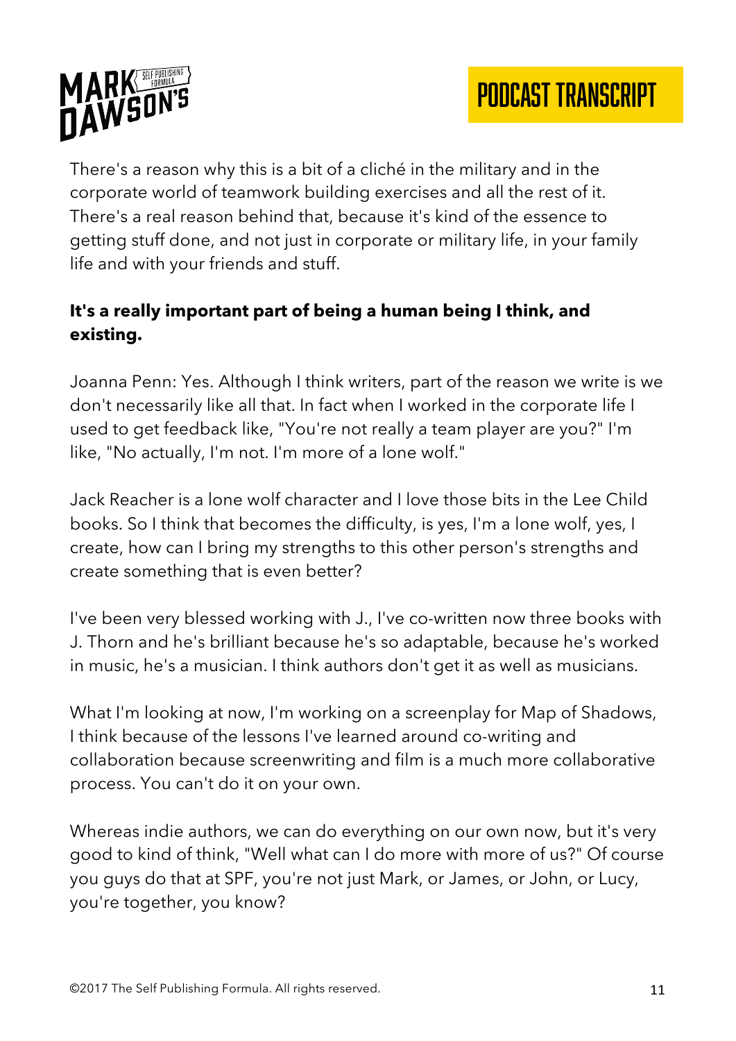There's a reason why this is a bit of a cliché in the military and in the corporate world of teamwork building exercises and all the rest of it. There's a real reason behind that, because it's kind of the essence to getting stuff done, and not just in corporate or military life, in your family life and with your friends and stuff.

**It's a really important part of being a human being I think, and existing.**

Joanna Penn: Yes. Although I think writers, part of the reason we write is we don't necessarily like all that. In fact when I worked in the corporate life I used to get feedback like, "You're not really a team player are you?" I'm like, "No actually, I'm not. I'm more of a lone wolf."

Jack Reacher is a lone wolf character and I love those bits in the Lee Child books. So I think that becomes the difficulty, is yes, I'm a lone wolf, yes, I create, how can I bring my strengths to this other person's strengths and create something that is even better?

I've been very blessed working with J., I've co-written now three books with J. Thorn and he's brilliant because he's so adaptable, because he's worked in music, he's a musician. I think authors don't get it as well as musicians.

What I'm looking at now, I'm working on a screenplay for Map of Shadows, I think because of the lessons I've learned around co-writing and collaboration because screenwriting and film is a much more collaborative process. You can't do it on your own.

Whereas indie authors, we can do everything on our own now, but it's very good to kind of think, "Well what can I do more with more of us?" Of course you guys do that at SPF, you're not just Mark, or James, or John, or Lucy, you're together, you know?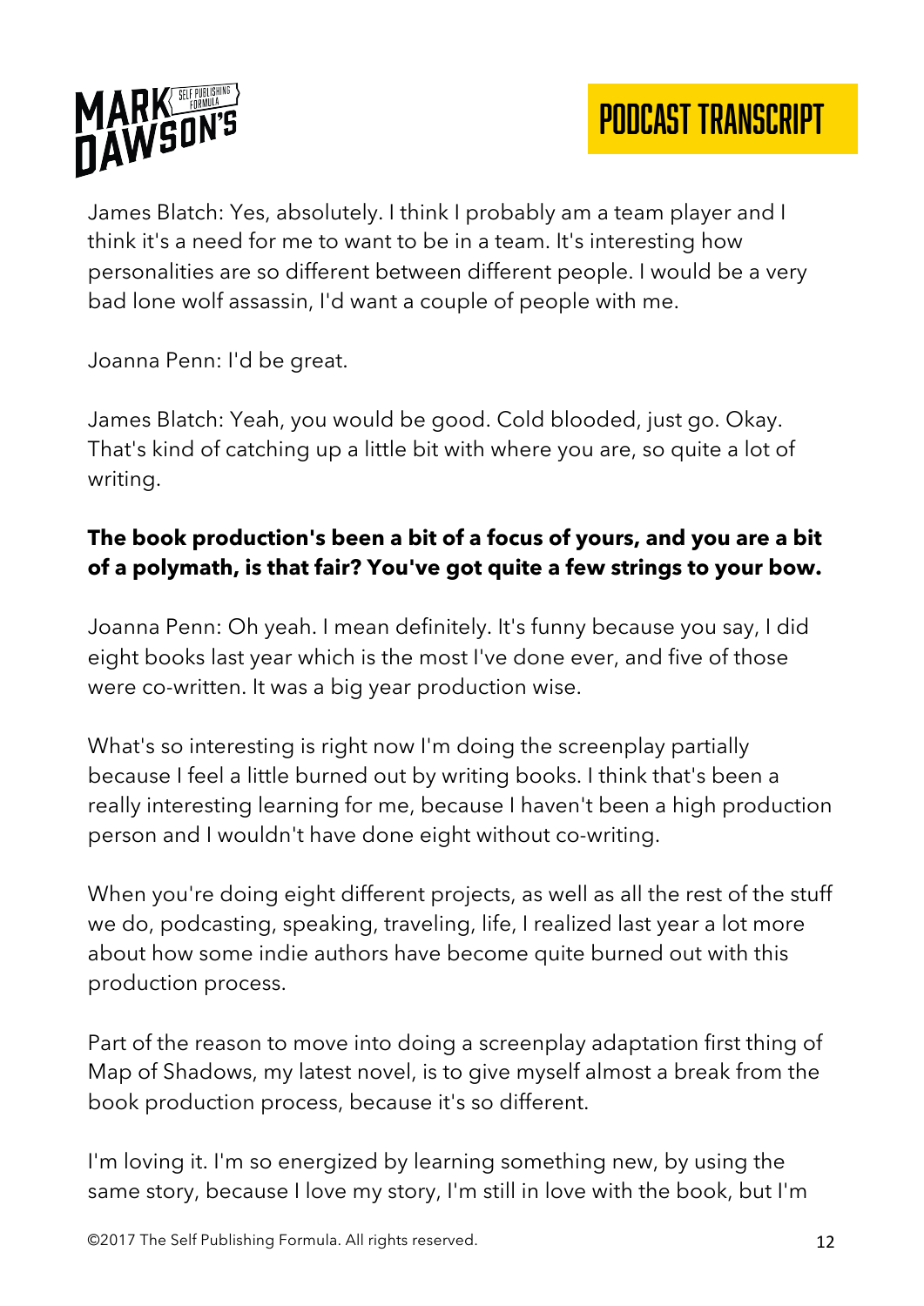James Blatch: Yes, absolutely. I think I probably am a team player and I think it's a need for me to want to be in a team. It's interesting how personalities are so different between different people. I would be a very bad lone wolf assassin, I'd want a couple of people with me.

Joanna Penn: I'd be great.

James Blatch: Yeah, you would be good. Cold blooded, just go. Okay. That's kind of catching up a little bit with where you are, so quite a lot of writing.

**The book production's been a bit of a focus of yours, and you are a bit of a polymath, is that fair? You've got quite a few strings to your bow.**

Joanna Penn: Oh yeah. I mean definitely. It's funny because you say, I did eight books last year which is the most I've done ever, and five of those were co-written. It was a big year production wise.

What's so interesting is right now I'm doing the screenplay partially because I feel a little burned out by writing books. I think that's been a really interesting learning for me, because I haven't been a high production person and I wouldn't have done eight without co-writing.

When you're doing eight different projects, as well as all the rest of the stuff we do, podcasting, speaking, traveling, life, I realized last year a lot more about how some indie authors have become quite burned out with this production process.

Part of the reason to move into doing a screenplay adaptation first thing of Map of Shadows, my latest novel, is to give myself almost a break from the book production process, because it's so different.

I'm loving it. I'm so energized by learning something new, by using the same story, because I love my story, I'm still in love with the book, but I'm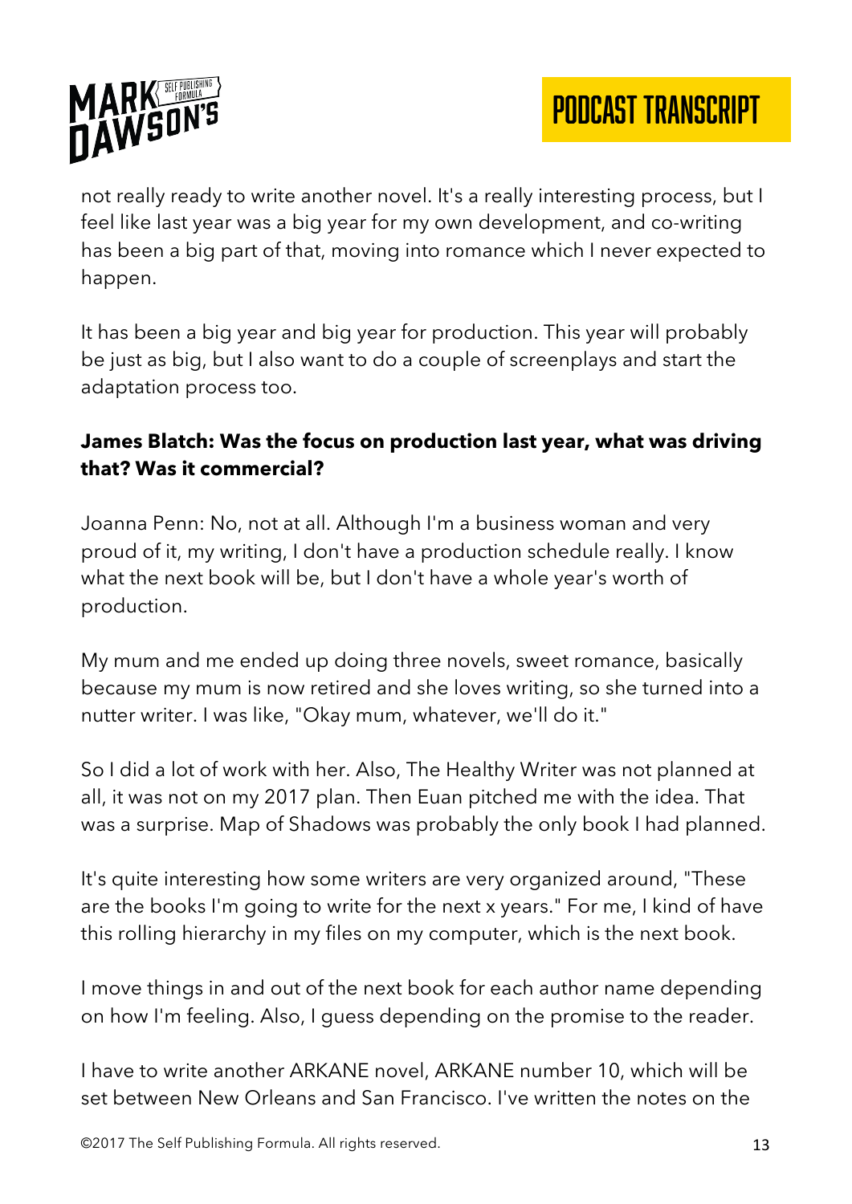not really ready to write another novel. It's a really interesting process, but I feel like last year was a big year for my own development, and co-writing has been a big part of that, moving into romance which I never expected to happen.

It has been a big year and big year for production. This year will probably be just as big, but I also want to do a couple of screenplays and start the adaptation process too.

**James Blatch: Was the focus on production last year, what was driving that? Was it commercial?**

Joanna Penn: No, not at all. Although I'm a business woman and very proud of it, my writing, I don't have a production schedule really. I know what the next book will be, but I don't have a whole year's worth of production.

My mum and me ended up doing three novels, sweet romance, basically because my mum is now retired and she loves writing, so she turned into a nutter writer. I was like, "Okay mum, whatever, we'll do it."

So I did a lot of work with her. Also, The Healthy Writer was not planned at all, it was not on my 2017 plan. Then Euan pitched me with the idea. That was a surprise. Map of Shadows was probably the only book I had planned.

It's quite interesting how some writers are very organized around, "These are the books I'm going to write for the next x years." For me, I kind of have this rolling hierarchy in my files on my computer, which is the next book.

I move things in and out of the next book for each author name depending on how I'm feeling. Also, I guess depending on the promise to the reader.

I have to write another ARKANE novel, ARKANE number 10, which will be set between New Orleans and San Francisco. I've written the notes on the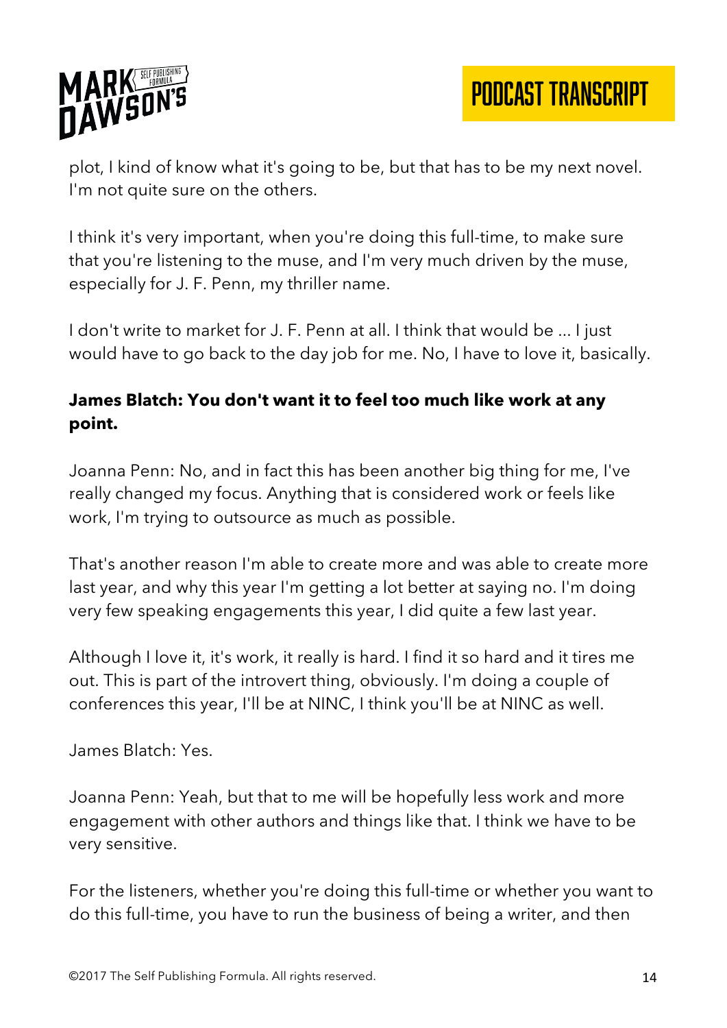plot, I kind of know what it's going to be, but that has to be my next novel. I'm not quite sure on the others.

I think it's very important, when you're doing this full-time, to make sure that you're listening to the muse, and I'm very much driven by the muse, especially for J. F. Penn, my thriller name.

I don't write to market for J. F. Penn at all. I think that would be ... I just would have to go back to the day job for me. No, I have to love it, basically.

**James Blatch: You don't want it to feel too much like work at any point.**

Joanna Penn: No, and in fact this has been another big thing for me, I've really changed my focus. Anything that is considered work or feels like work, I'm trying to outsource as much as possible.

That's another reason I'm able to create more and was able to create more last year, and why this year I'm getting a lot better at saying no. I'm doing very few speaking engagements this year, I did quite a few last year.

Although I love it, it's work, it really is hard. I find it so hard and it tires me out. This is part of the introvert thing, obviously. I'm doing a couple of conferences this year, I'll be at NINC, I think you'll be at NINC as well.

James Blatch: Yes.

Joanna Penn: Yeah, but that to me will be hopefully less work and more engagement with other authors and things like that. I think we have to be very sensitive.

For the listeners, whether you're doing this full-time or whether you want to do this full-time, you have to run the business of being a writer, and then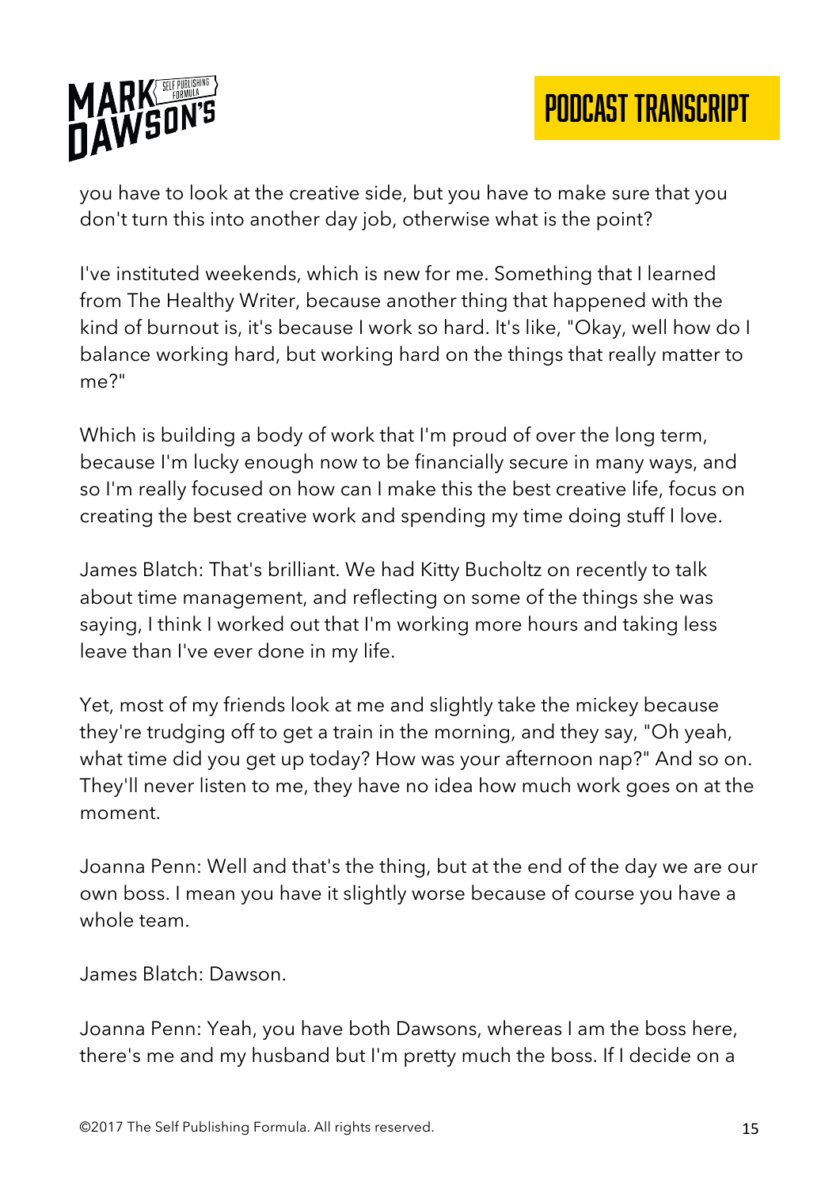you have to look at the creative side, but you have to make sure that you don't turn this into another day job, otherwise what is the point?

I've instituted weekends, which is new for me. Something that I learned from The Healthy Writer, because another thing that happened with the kind of burnout is, it's because I work so hard. It's like, "Okay, well how do I balance working hard, but working hard on the things that really matter to me?"

Which is building a body of work that I'm proud of over the long term, because I'm lucky enough now to be financially secure in many ways, and so I'm really focused on how can I make this the best creative life, focus on creating the best creative work and spending my time doing stuff I love.

James Blatch: That's brilliant. We had Kitty Bucholtz on recently to talk about time management, and reflecting on some of the things she was saying, I think I worked out that I'm working more hours and taking less leave than I've ever done in my life.

Yet, most of my friends look at me and slightly take the mickey because they're trudging off to get a train in the morning, and they say, "Oh yeah, what time did you get up today? How was your afternoon nap?" And so on. They'll never listen to me, they have no idea how much work goes on at the moment.

Joanna Penn: Well and that's the thing, but at the end of the day we are our own boss. I mean you have it slightly worse because of course you have a whole team.

James Blatch: Dawson.

Joanna Penn: Yeah, you have both Dawsons, whereas I am the boss here, there's me and my husband but I'm pretty much the boss. If I decide on a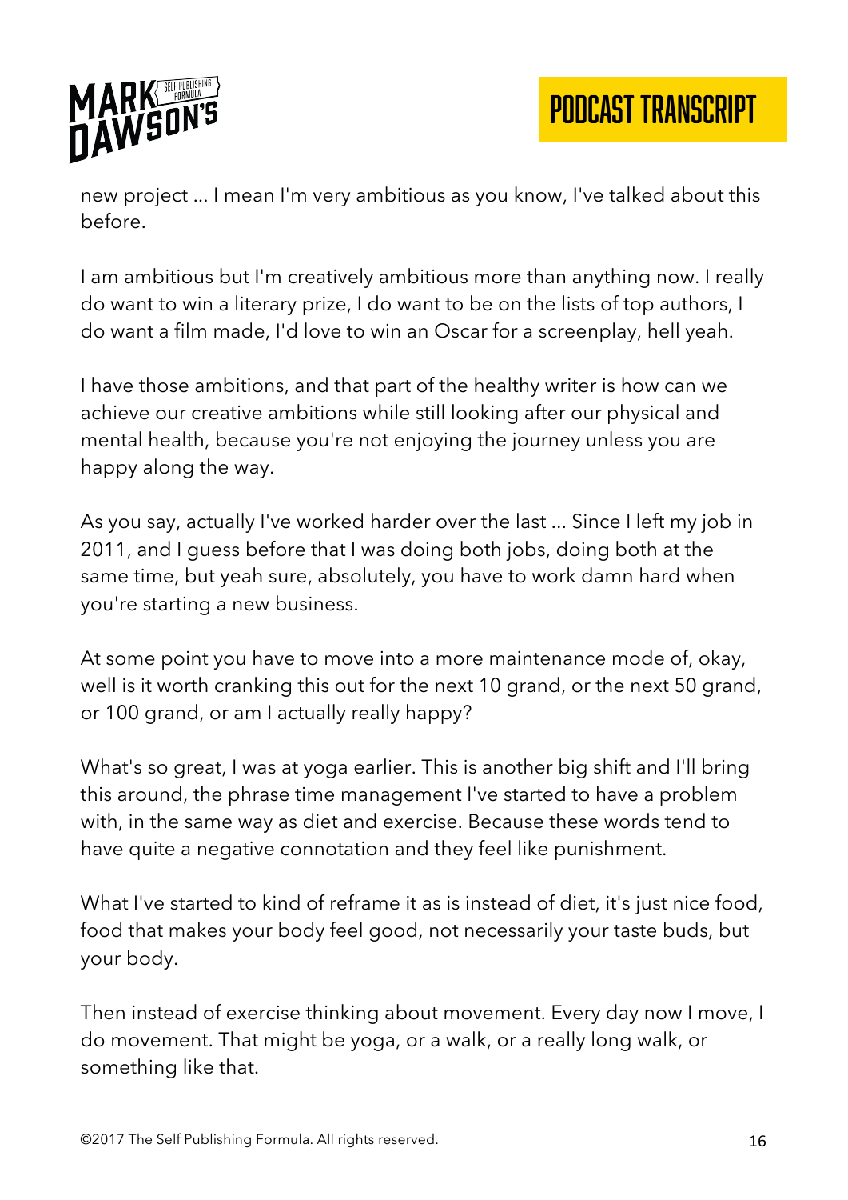new project ... I mean I'm very ambitious as you know, I've talked about this before.

I am ambitious but I'm creatively ambitious more than anything now. I really do want to win a literary prize, I do want to be on the lists of top authors, I do want a film made, I'd love to win an Oscar for a screenplay, hell yeah.

I have those ambitions, and that part of the healthy writer is how can we achieve our creative ambitions while still looking after our physical and mental health, because you're not enjoying the journey unless you are happy along the way.

As you say, actually I've worked harder over the last ... Since I left my job in 2011, and I guess before that I was doing both jobs, doing both at the same time, but yeah sure, absolutely, you have to work damn hard when you're starting a new business.

At some point you have to move into a more maintenance mode of, okay, well is it worth cranking this out for the next 10 grand, or the next 50 grand, or 100 grand, or am I actually really happy?

What's so great, I was at yoga earlier. This is another big shift and I'll bring this around, the phrase time management I've started to have a problem with, in the same way as diet and exercise. Because these words tend to have quite a negative connotation and they feel like punishment.

What I've started to kind of reframe it as is instead of diet, it's just nice food, food that makes your body feel good, not necessarily your taste buds, but your body.

Then instead of exercise thinking about movement. Every day now I move, I do movement. That might be yoga, or a walk, or a really long walk, or something like that.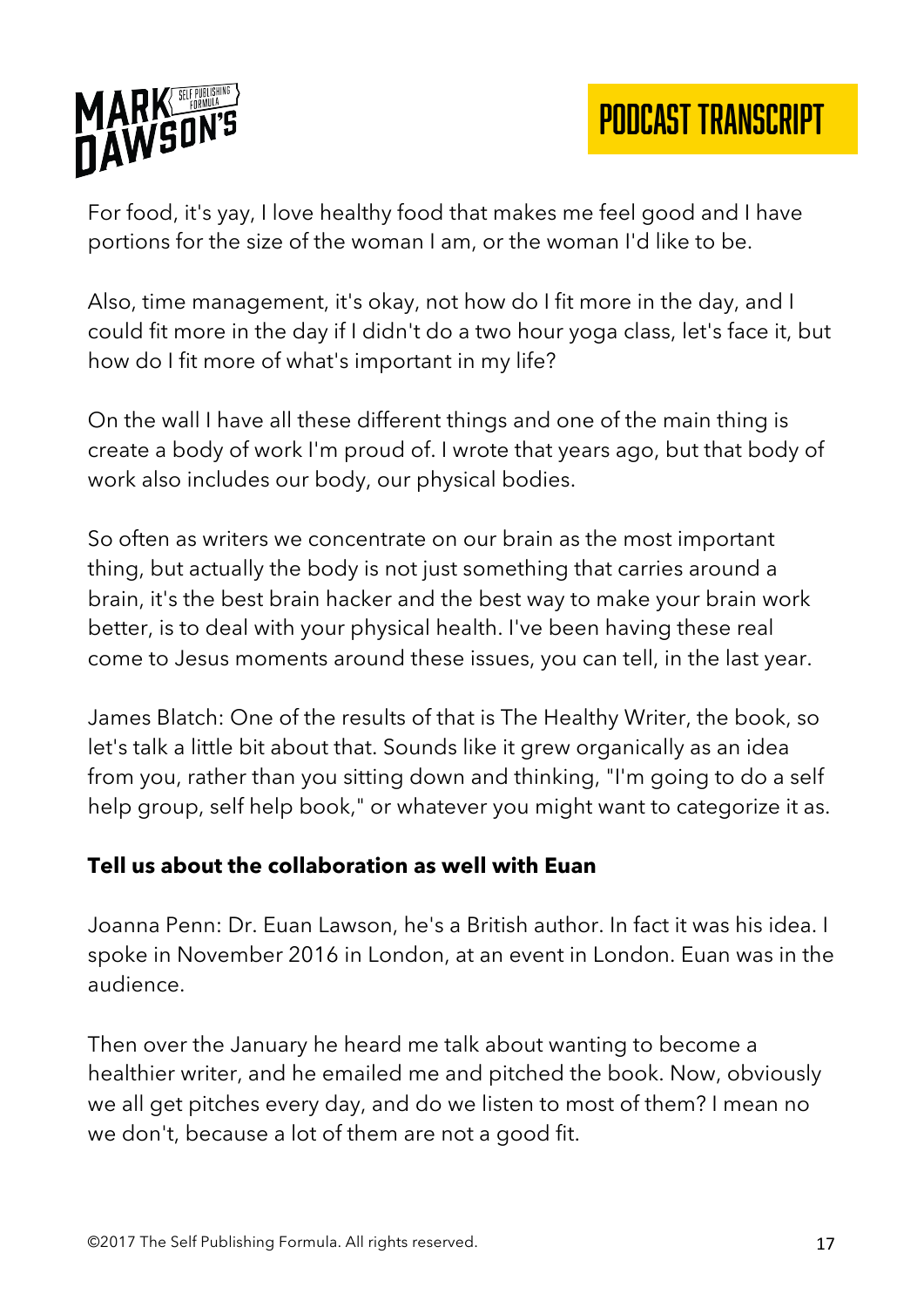For food, it's yay, I love healthy food that makes me feel good and I have portions for the size of the woman I am, or the woman I'd like to be.

Also, time management, it's okay, not how do I fit more in the day, and I could fit more in the day if I didn't do a two hour yoga class, let's face it, but how do I fit more of what's important in my life?

On the wall I have all these different things and one of the main thing is create a body of work I'm proud of. I wrote that years ago, but that body of work also includes our body, our physical bodies.

So often as writers we concentrate on our brain as the most important thing, but actually the body is not just something that carries around a brain, it's the best brain hacker and the best way to make your brain work better, is to deal with your physical health. I've been having these real come to Jesus moments around these issues, you can tell, in the last year.

James Blatch: One of the results of that is The Healthy Writer, the book, so let's talk a little bit about that. Sounds like it grew organically as an idea from you, rather than you sitting down and thinking, "I'm going to do a self help group, self help book," or whatever you might want to categorize it as.

**Tell us about the collaboration as well with Euan**

Joanna Penn: Dr. Euan Lawson, he's a British author. In fact it was his idea. I spoke in November 2016 in London, at an event in London. Euan was in the audience.

Then over the January he heard me talk about wanting to become a healthier writer, and he emailed me and pitched the book. Now, obviously we all get pitches every day, and do we listen to most of them? I mean no we don't, because a lot of them are not a good fit.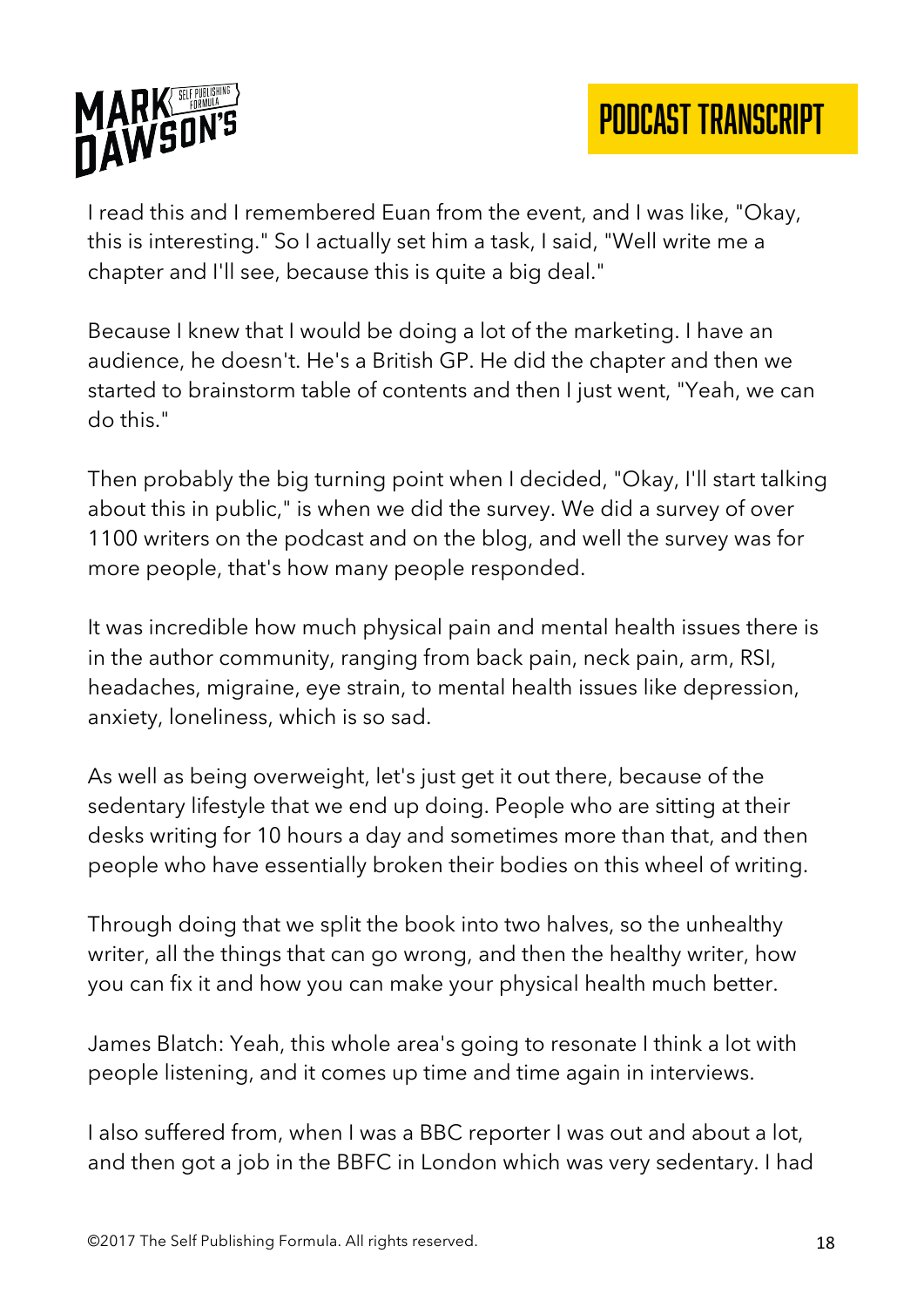I read this and I remembered Euan from the event, and I was like, "Okay, this is interesting." So I actually set him a task, I said, "Well write me a chapter and I'll see, because this is quite a big deal."

Because I knew that I would be doing a lot of the marketing. I have an audience, he doesn't. He's a British GP. He did the chapter and then we started to brainstorm table of contents and then I just went, "Yeah, we can do this."

Then probably the big turning point when I decided, "Okay, I'll start talking about this in public," is when we did the survey. We did a survey of over 1100 writers on the podcast and on the blog, and well the survey was for more people, that's how many people responded.

It was incredible how much physical pain and mental health issues there is in the author community, ranging from back pain, neck pain, arm, RSI, headaches, migraine, eye strain, to mental health issues like depression, anxiety, loneliness, which is so sad.

As well as being overweight, let's just get it out there, because of the sedentary lifestyle that we end up doing. People who are sitting at their desks writing for 10 hours a day and sometimes more than that, and then people who have essentially broken their bodies on this wheel of writing.

Through doing that we split the book into two halves, so the unhealthy writer, all the things that can go wrong, and then the healthy writer, how you can fix it and how you can make your physical health much better.

James Blatch: Yeah, this whole area's going to resonate I think a lot with people listening, and it comes up time and time again in interviews.

I also suffered from, when I was a BBC reporter I was out and about a lot, and then got a job in the BBFC in London which was very sedentary. I had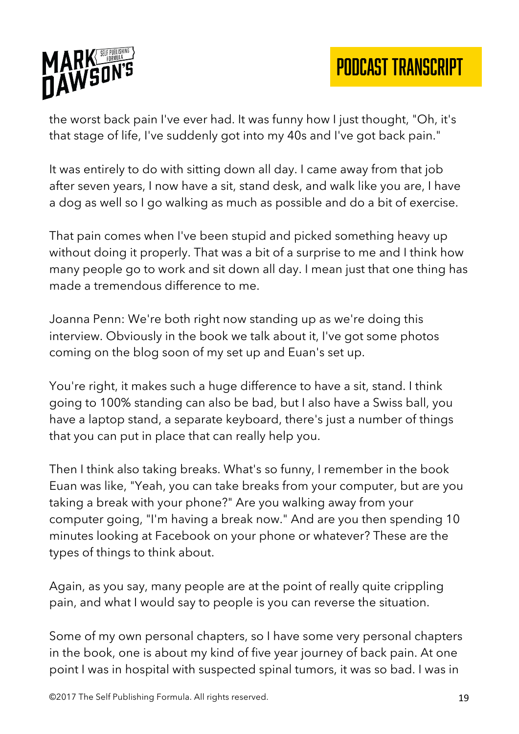the worst back pain I've ever had. It was funny how I just thought, "Oh, it's that stage of life, I've suddenly got into my 40s and I've got back pain."

It was entirely to do with sitting down all day. I came away from that job after seven years, I now have a sit, stand desk, and walk like you are, I have a dog as well so I go walking as much as possible and do a bit of exercise.

That pain comes when I've been stupid and picked something heavy up without doing it properly. That was a bit of a surprise to me and I think how many people go to work and sit down all day. I mean just that one thing has made a tremendous difference to me.

Joanna Penn: We're both right now standing up as we're doing this interview. Obviously in the book we talk about it, I've got some photos coming on the blog soon of my set up and Euan's set up.

You're right, it makes such a huge difference to have a sit, stand. I think going to 100% standing can also be bad, but I also have a Swiss ball, you have a laptop stand, a separate keyboard, there's just a number of things that you can put in place that can really help you.

Then I think also taking breaks. What's so funny, I remember in the book Euan was like, "Yeah, you can take breaks from your computer, but are you taking a break with your phone?" Are you walking away from your computer going, "I'm having a break now." And are you then spending 10 minutes looking at Facebook on your phone or whatever? These are the types of things to think about.

Again, as you say, many people are at the point of really quite crippling pain, and what I would say to people is you can reverse the situation.

Some of my own personal chapters, so I have some very personal chapters in the book, one is about my kind of five year journey of back pain. At one point I was in hospital with suspected spinal tumors, it was so bad. I was in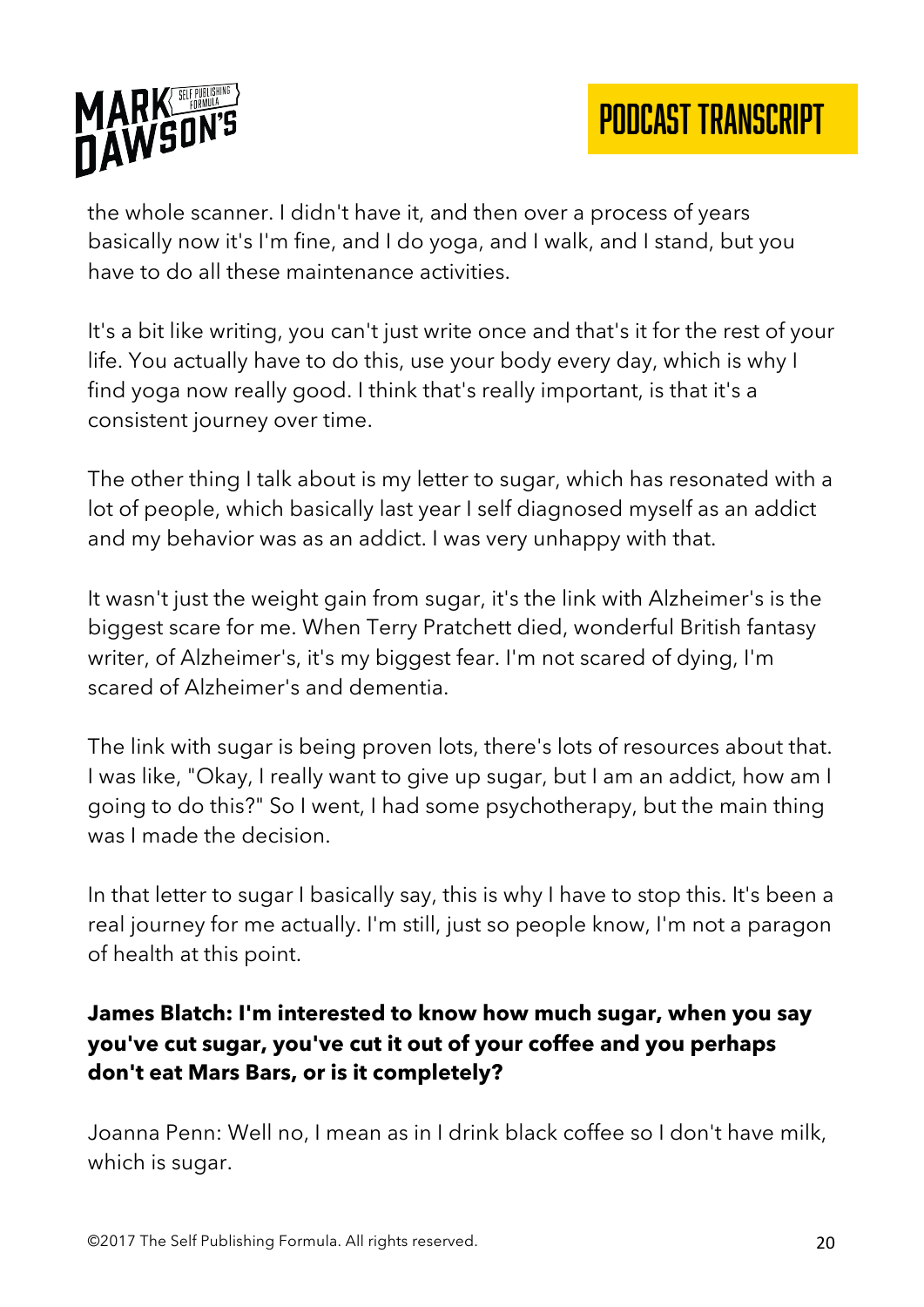the whole scanner. I didn't have it, and then over a process of years basically now it's I'm fine, and I do yoga, and I walk, and I stand, but you have to do all these maintenance activities.

It's a bit like writing, you can't just write once and that's it for the rest of your life. You actually have to do this, use your body every day, which is why I find yoga now really good. I think that's really important, is that it's a consistent journey over time.

The other thing I talk about is my letter to sugar, which has resonated with a lot of people, which basically last year I self diagnosed myself as an addict and my behavior was as an addict. I was very unhappy with that.

It wasn't just the weight gain from sugar, it's the link with Alzheimer's is the biggest scare for me. When Terry Pratchett died, wonderful British fantasy writer, of Alzheimer's, it's my biggest fear. I'm not scared of dying, I'm scared of Alzheimer's and dementia.

The link with sugar is being proven lots, there's lots of resources about that. I was like, "Okay, I really want to give up sugar, but I am an addict, how am I going to do this?" So I went, I had some psychotherapy, but the main thing was I made the decision.

In that letter to sugar I basically say, this is why I have to stop this. It's been a real journey for me actually. I'm still, just so people know, I'm not a paragon of health at this point.

**James Blatch: I'm interested to know how much sugar, when you say you've cut sugar, you've cut it out of your coffee and you perhaps don't eat Mars Bars, or is it completely?**

Joanna Penn: Well no, I mean as in I drink black coffee so I don't have milk, which is sugar.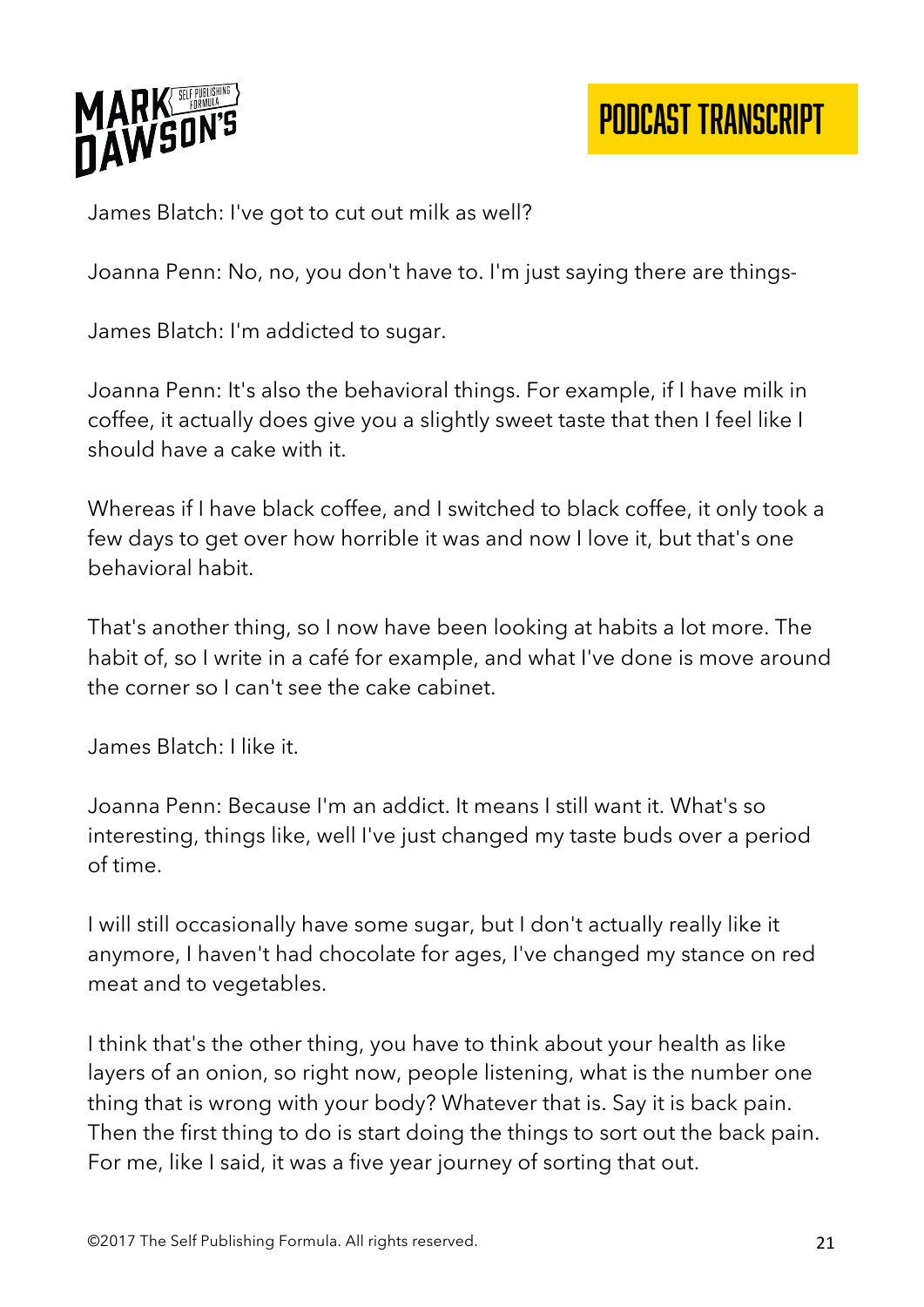James Blatch: I've got to cut out milk as well?

Joanna Penn: No, no, you don't have to. I'm just saying there are things-

James Blatch: I'm addicted to sugar.

Joanna Penn: It's also the behavioral things. For example, if I have milk in coffee, it actually does give you a slightly sweet taste that then I feel like I should have a cake with it.

Whereas if I have black coffee, and I switched to black coffee, it only took a few days to get over how horrible it was and now I love it, but that's one behavioral habit.

That's another thing, so I now have been looking at habits a lot more. The habit of, so I write in a café for example, and what I've done is move around the corner so I can't see the cake cabinet.

James Blatch: I like it.

Joanna Penn: Because I'm an addict. It means I still want it. What's so interesting, things like, well I've just changed my taste buds over a period of time.

I will still occasionally have some sugar, but I don't actually really like it anymore, I haven't had chocolate for ages, I've changed my stance on red meat and to vegetables.

I think that's the other thing, you have to think about your health as like layers of an onion, so right now, people listening, what is the number one thing that is wrong with your body? Whatever that is. Say it is back pain. Then the first thing to do is start doing the things to sort out the back pain. For me, like I said, it was a five year journey of sorting that out.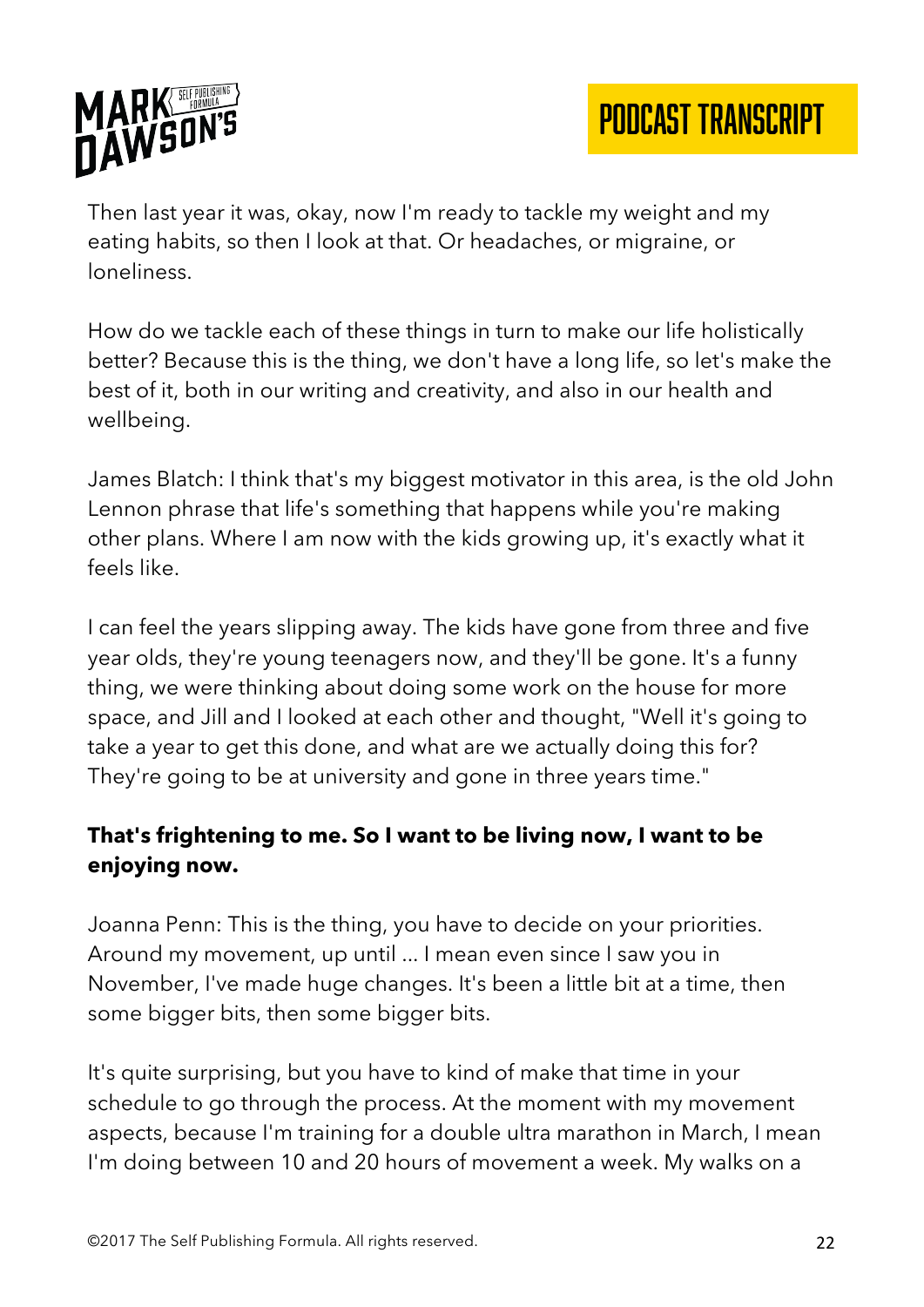Then last year it was, okay, now I'm ready to tackle my weight and my eating habits, so then I look at that. Or headaches, or migraine, or loneliness.

How do we tackle each of these things in turn to make our life holistically better? Because this is the thing, we don't have a long life, so let's make the best of it, both in our writing and creativity, and also in our health and wellbeing.

James Blatch: I think that's my biggest motivator in this area, is the old John Lennon phrase that life's something that happens while you're making other plans. Where I am now with the kids growing up, it's exactly what it feels like.

I can feel the years slipping away. The kids have gone from three and five year olds, they're young teenagers now, and they'll be gone. It's a funny thing, we were thinking about doing some work on the house for more space, and Jill and I looked at each other and thought, "Well it's going to take a year to get this done, and what are we actually doing this for? They're going to be at university and gone in three years time."

**That's frightening to me. So I want to be living now, I want to be enjoying now.**

Joanna Penn: This is the thing, you have to decide on your priorities. Around my movement, up until ... I mean even since I saw you in November, I've made huge changes. It's been a little bit at a time, then some bigger bits, then some bigger bits.

It's quite surprising, but you have to kind of make that time in your schedule to go through the process. At the moment with my movement aspects, because I'm training for a double ultra marathon in March, I mean I'm doing between 10 and 20 hours of movement a week. My walks on a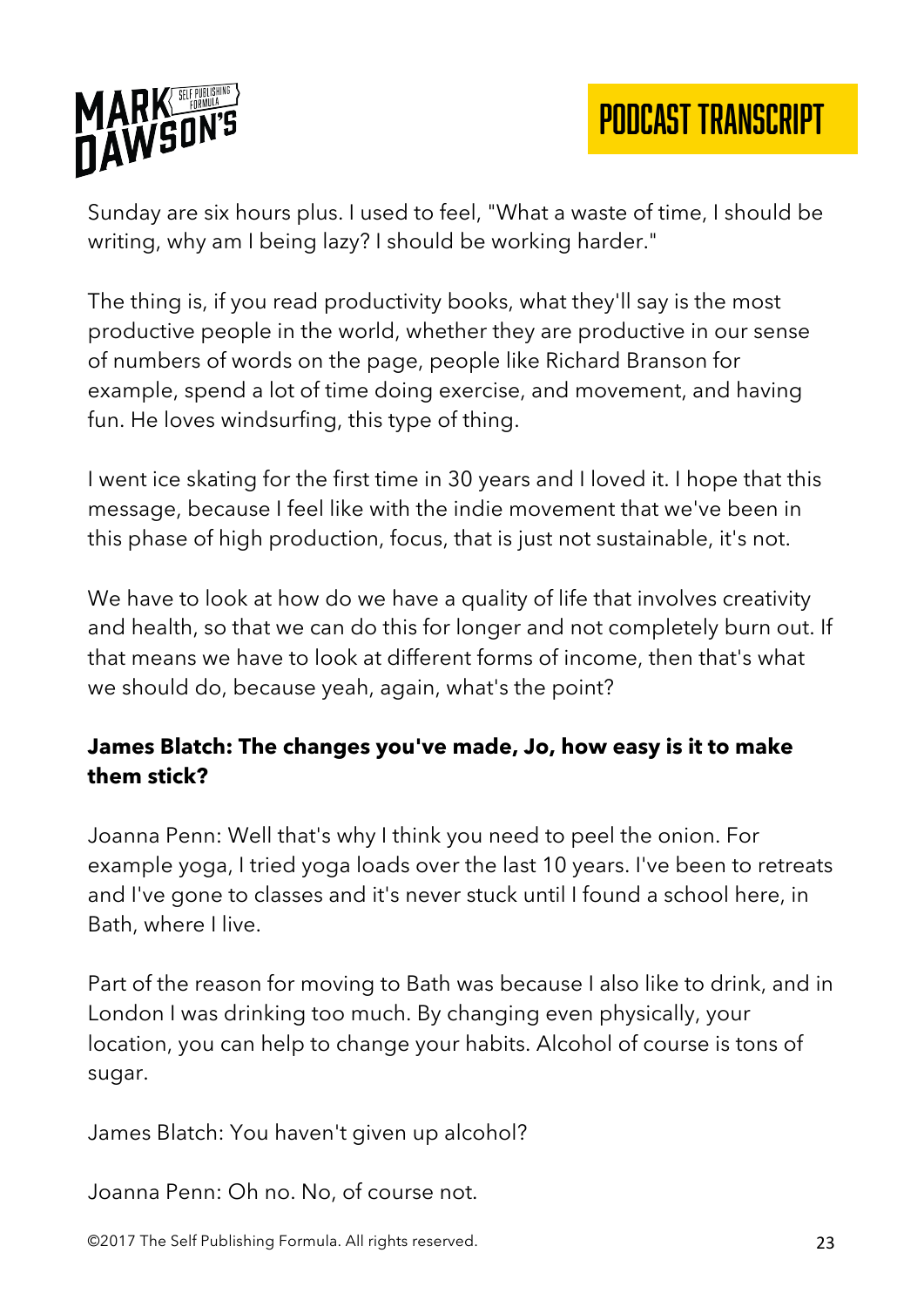Sunday are six hours plus. I used to feel, "What a waste of time, I should be writing, why am I being lazy? I should be working harder."

The thing is, if you read productivity books, what they'll say is the most productive people in the world, whether they are productive in our sense of numbers of words on the page, people like Richard Branson for example, spend a lot of time doing exercise, and movement, and having fun. He loves windsurfing, this type of thing.

I went ice skating for the first time in 30 years and I loved it. I hope that this message, because I feel like with the indie movement that we've been in this phase of high production, focus, that is just not sustainable, it's not.

We have to look at how do we have a quality of life that involves creativity and health, so that we can do this for longer and not completely burn out. If that means we have to look at different forms of income, then that's what we should do, because yeah, again, what's the point?

**James Blatch: The changes you've made, Jo, how easy is it to make them stick?**

Joanna Penn: Well that's why I think you need to peel the onion. For example yoga, I tried yoga loads over the last 10 years. I've been to retreats and I've gone to classes and it's never stuck until I found a school here, in Bath, where I live.

Part of the reason for moving to Bath was because I also like to drink, and in London I was drinking too much. By changing even physically, your location, you can help to change your habits. Alcohol of course is tons of sugar.

James Blatch: You haven't given up alcohol?

Joanna Penn: Oh no. No, of course not.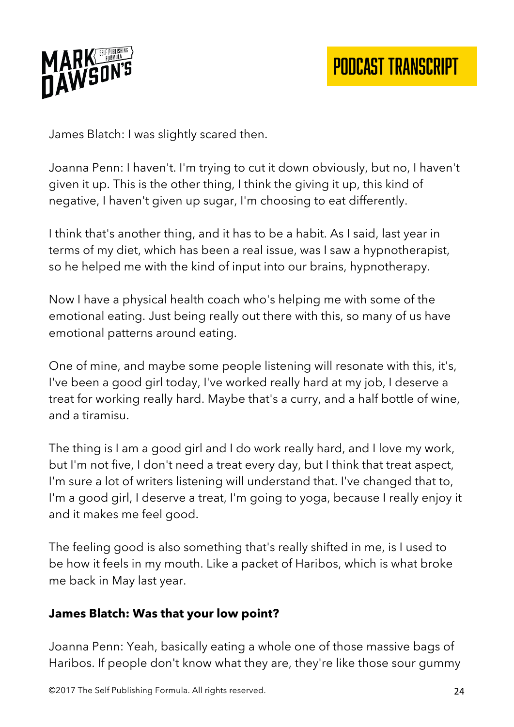James Blatch: I was slightly scared then.

Joanna Penn: I haven't. I'm trying to cut it down obviously, but no, I haven't given it up. This is the other thing, I think the giving it up, this kind of negative, I haven't given up sugar, I'm choosing to eat differently.

I think that's another thing, and it has to be a habit. As I said, last year in terms of my diet, which has been a real issue, was I saw a hypnotherapist, so he helped me with the kind of input into our brains, hypnotherapy.

Now I have a physical health coach who's helping me with some of the emotional eating. Just being really out there with this, so many of us have emotional patterns around eating.

One of mine, and maybe some people listening will resonate with this, it's, I've been a good girl today, I've worked really hard at my job, I deserve a treat for working really hard. Maybe that's a curry, and a half bottle of wine, and a tiramisu.

The thing is I am a good girl and I do work really hard, and I love my work, but I'm not five, I don't need a treat every day, but I think that treat aspect, I'm sure a lot of writers listening will understand that. I've changed that to, I'm a good girl, I deserve a treat, I'm going to yoga, because I really enjoy it and it makes me feel good.

The feeling good is also something that's really shifted in me, is I used to be how it feels in my mouth. Like a packet of Haribos, which is what broke me back in May last year.

**James Blatch: Was that your low point?**

Joanna Penn: Yeah, basically eating a whole one of those massive bags of Haribos. If people don't know what they are, they're like those sour gummy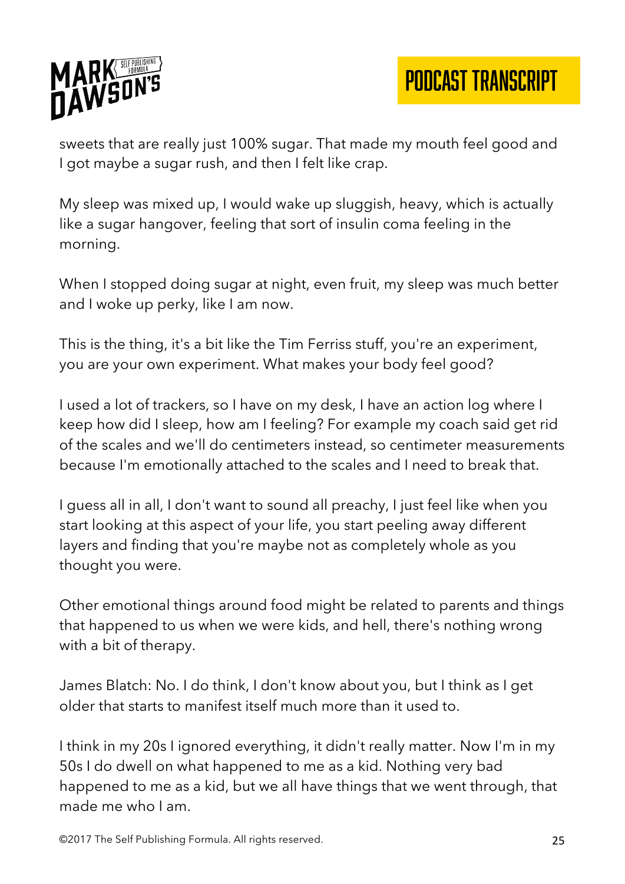sweets that are really just 100% sugar. That made my mouth feel good and I got maybe a sugar rush, and then I felt like crap.

My sleep was mixed up, I would wake up sluggish, heavy, which is actually like a sugar hangover, feeling that sort of insulin coma feeling in the morning.

When I stopped doing sugar at night, even fruit, my sleep was much better and I woke up perky, like I am now.

This is the thing, it's a bit like the Tim Ferriss stuff, you're an experiment, you are your own experiment. What makes your body feel good?

I used a lot of trackers, so I have on my desk, I have an action log where I keep how did I sleep, how am I feeling? For example my coach said get rid of the scales and we'll do centimeters instead, so centimeter measurements because I'm emotionally attached to the scales and I need to break that.

I guess all in all, I don't want to sound all preachy, I just feel like when you start looking at this aspect of your life, you start peeling away different layers and finding that you're maybe not as completely whole as you thought you were.

Other emotional things around food might be related to parents and things that happened to us when we were kids, and hell, there's nothing wrong with a bit of therapy.

James Blatch: No. I do think, I don't know about you, but I think as I get older that starts to manifest itself much more than it used to.

I think in my 20s I ignored everything, it didn't really matter. Now I'm in my 50s I do dwell on what happened to me as a kid. Nothing very bad happened to me as a kid, but we all have things that we went through, that made me who I am.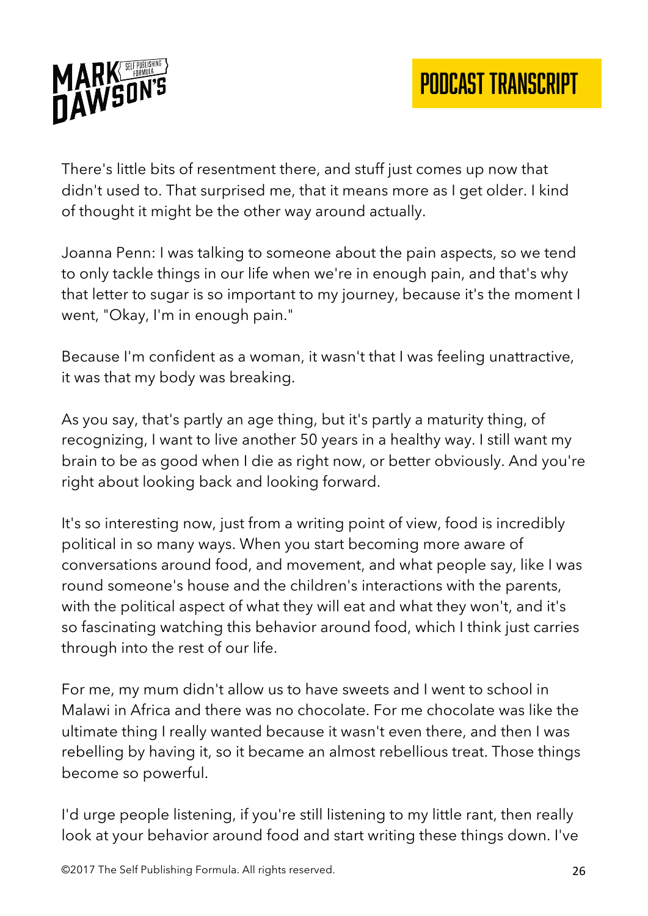There's little bits of resentment there, and stuff just comes up now that didn't used to. That surprised me, that it means more as I get older. I kind of thought it might be the other way around actually.

Joanna Penn: I was talking to someone about the pain aspects, so we tend to only tackle things in our life when we're in enough pain, and that's why that letter to sugar is so important to my journey, because it's the moment I went, "Okay, I'm in enough pain."

Because I'm confident as a woman, it wasn't that I was feeling unattractive, it was that my body was breaking.

As you say, that's partly an age thing, but it's partly a maturity thing, of recognizing, I want to live another 50 years in a healthy way. I still want my brain to be as good when I die as right now, or better obviously. And you're right about looking back and looking forward.

It's so interesting now, just from a writing point of view, food is incredibly political in so many ways. When you start becoming more aware of conversations around food, and movement, and what people say, like I was round someone's house and the children's interactions with the parents, with the political aspect of what they will eat and what they won't, and it's so fascinating watching this behavior around food, which I think just carries through into the rest of our life.

For me, my mum didn't allow us to have sweets and I went to school in Malawi in Africa and there was no chocolate. For me chocolate was like the ultimate thing I really wanted because it wasn't even there, and then I was rebelling by having it, so it became an almost rebellious treat. Those things become so powerful.

I'd urge people listening, if you're still listening to my little rant, then really look at your behavior around food and start writing these things down. I've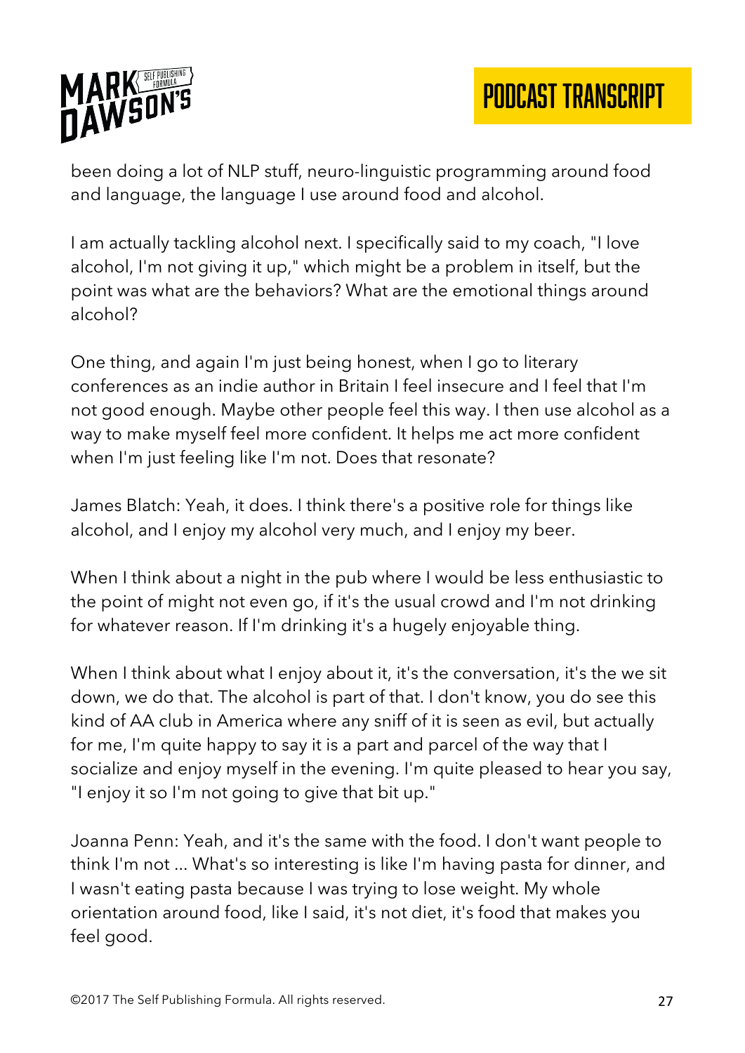been doing a lot of NLP stuff, neuro-linguistic programming around food and language, the language I use around food and alcohol.

I am actually tackling alcohol next. I specifically said to my coach, "I love alcohol, I'm not giving it up," which might be a problem in itself, but the point was what are the behaviors? What are the emotional things around alcohol?

One thing, and again I'm just being honest, when I go to literary conferences as an indie author in Britain I feel insecure and I feel that I'm not good enough. Maybe other people feel this way. I then use alcohol as a way to make myself feel more confident. It helps me act more confident when I'm just feeling like I'm not. Does that resonate?

James Blatch: Yeah, it does. I think there's a positive role for things like alcohol, and I enjoy my alcohol very much, and I enjoy my beer.

When I think about a night in the pub where I would be less enthusiastic to the point of might not even go, if it's the usual crowd and I'm not drinking for whatever reason. If I'm drinking it's a hugely enjoyable thing.

When I think about what I enjoy about it, it's the conversation, it's the we sit down, we do that. The alcohol is part of that. I don't know, you do see this kind of AA club in America where any sniff of it is seen as evil, but actually for me, I'm quite happy to say it is a part and parcel of the way that I socialize and enjoy myself in the evening. I'm quite pleased to hear you say, "I enjoy it so I'm not going to give that bit up."

Joanna Penn: Yeah, and it's the same with the food. I don't want people to think I'm not ... What's so interesting is like I'm having pasta for dinner, and I wasn't eating pasta because I was trying to lose weight. My whole orientation around food, like I said, it's not diet, it's food that makes you feel good.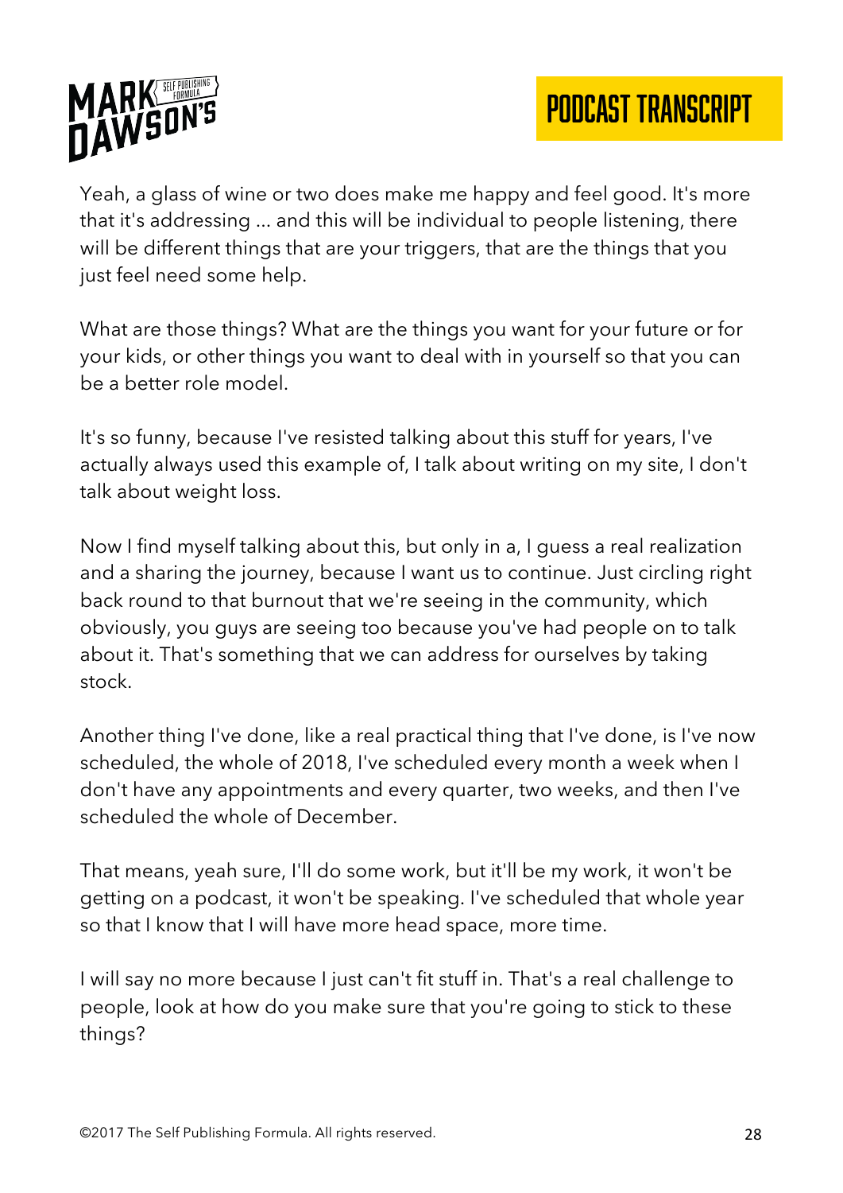Yeah, a glass of wine or two does make me happy and feel good. It's more that it's addressing ... and this will be individual to people listening, there will be different things that are your triggers, that are the things that you just feel need some help.

What are those things? What are the things you want for your future or for your kids, or other things you want to deal with in yourself so that you can be a better role model.

It's so funny, because I've resisted talking about this stuff for years, I've actually always used this example of, I talk about writing on my site, I don't talk about weight loss.

Now I find myself talking about this, but only in a, I guess a real realization and a sharing the journey, because I want us to continue. Just circling right back round to that burnout that we're seeing in the community, which obviously, you guys are seeing too because you've had people on to talk about it. That's something that we can address for ourselves by taking stock.

Another thing I've done, like a real practical thing that I've done, is I've now scheduled, the whole of 2018, I've scheduled every month a week when I don't have any appointments and every quarter, two weeks, and then I've scheduled the whole of December.

That means, yeah sure, I'll do some work, but it'll be my work, it won't be getting on a podcast, it won't be speaking. I've scheduled that whole year so that I know that I will have more head space, more time.

I will say no more because I just can't fit stuff in. That's a real challenge to people, look at how do you make sure that you're going to stick to these things?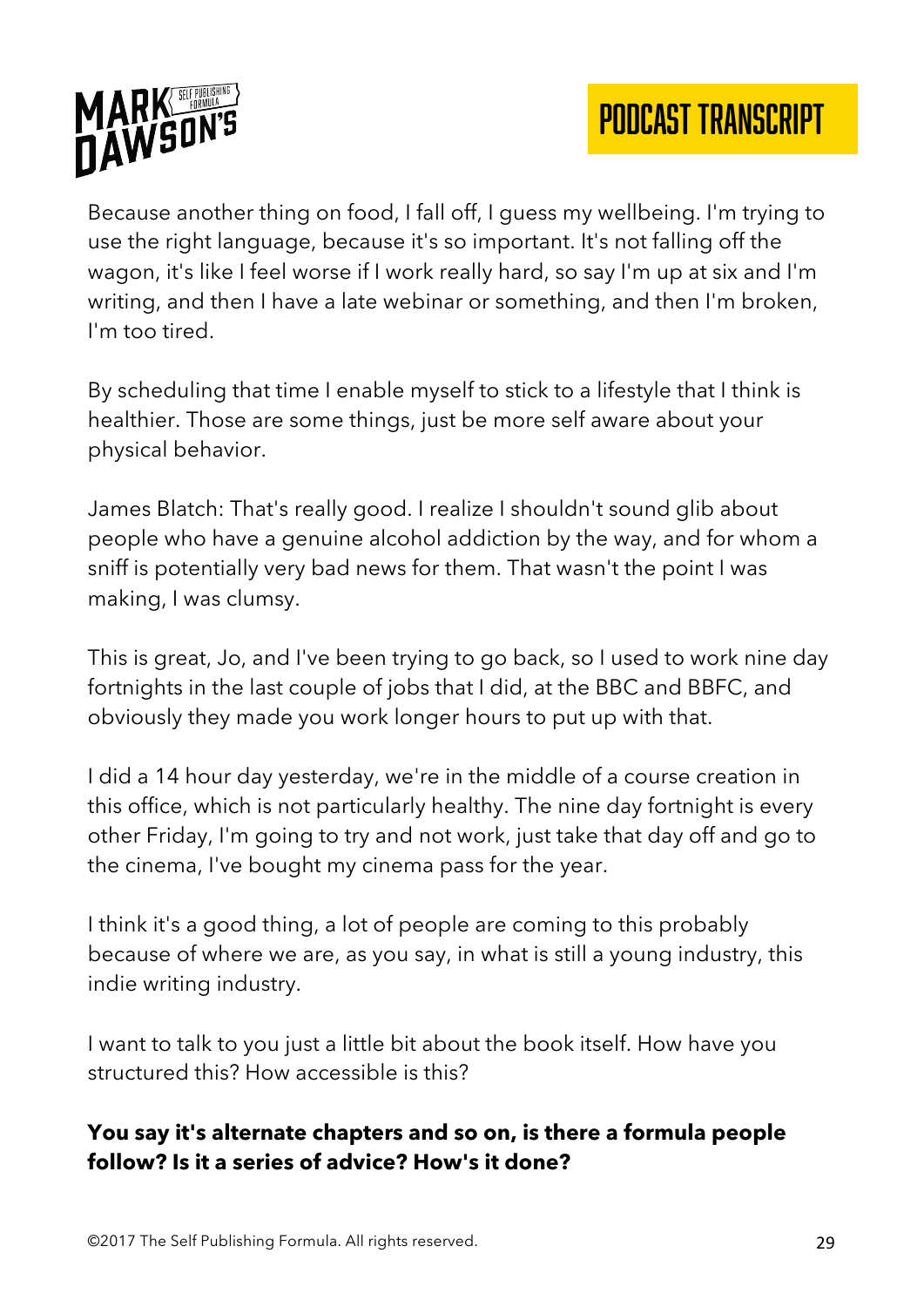Because another thing on food, I fall off, I guess my wellbeing. I'm trying to use the right language, because it's so important. It's not falling off the wagon, it's like I feel worse if I work really hard, so say I'm up at six and I'm writing, and then I have a late webinar or something, and then I'm broken, I'm too tired.

By scheduling that time I enable myself to stick to a lifestyle that I think is healthier. Those are some things, just be more self aware about your physical behavior.

James Blatch: That's really good. I realize I shouldn't sound glib about people who have a genuine alcohol addiction by the way, and for whom a sniff is potentially very bad news for them. That wasn't the point I was making, I was clumsy.

This is great, Jo, and I've been trying to go back, so I used to work nine day fortnights in the last couple of jobs that I did, at the BBC and BBFC, and obviously they made you work longer hours to put up with that.

I did a 14 hour day yesterday, we're in the middle of a course creation in this office, which is not particularly healthy. The nine day fortnight is every other Friday, I'm going to try and not work, just take that day off and go to the cinema, I've bought my cinema pass for the year.

I think it's a good thing, a lot of people are coming to this probably because of where we are, as you say, in what is still a young industry, this indie writing industry.

I want to talk to you just a little bit about the book itself. How have you structured this? How accessible is this?

**You say it's alternate chapters and so on, is there a formula people follow? Is it a series of advice? How's it done?**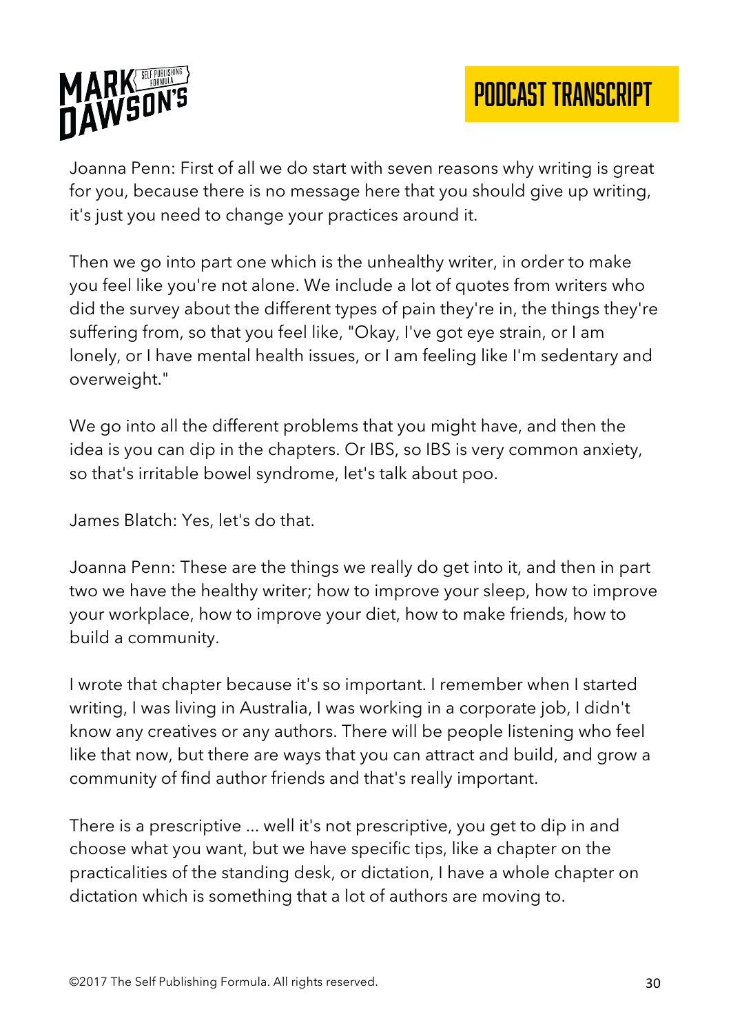Joanna Penn: First of all we do start with seven reasons why writing is great for you, because there is no message here that you should give up writing, it's just you need to change your practices around it.

Then we go into part one which is the unhealthy writer, in order to make you feel like you're not alone. We include a lot of quotes from writers who did the survey about the different types of pain they're in, the things they're suffering from, so that you feel like, "Okay, I've got eye strain, or I am lonely, or I have mental health issues, or I am feeling like I'm sedentary and overweight."

We go into all the different problems that you might have, and then the idea is you can dip in the chapters. Or IBS, so IBS is very common anxiety, so that's irritable bowel syndrome, let's talk about poo.

James Blatch: Yes, let's do that.

Joanna Penn: These are the things we really do get into it, and then in part two we have the healthy writer; how to improve your sleep, how to improve your workplace, how to improve your diet, how to make friends, how to build a community.

I wrote that chapter because it's so important. I remember when I started writing, I was living in Australia, I was working in a corporate job, I didn't know any creatives or any authors. There will be people listening who feel like that now, but there are ways that you can attract and build, and grow a community of find author friends and that's really important.

There is a prescriptive ... well it's not prescriptive, you get to dip in and choose what you want, but we have specific tips, like a chapter on the practicalities of the standing desk, or dictation, I have a whole chapter on dictation which is something that a lot of authors are moving to.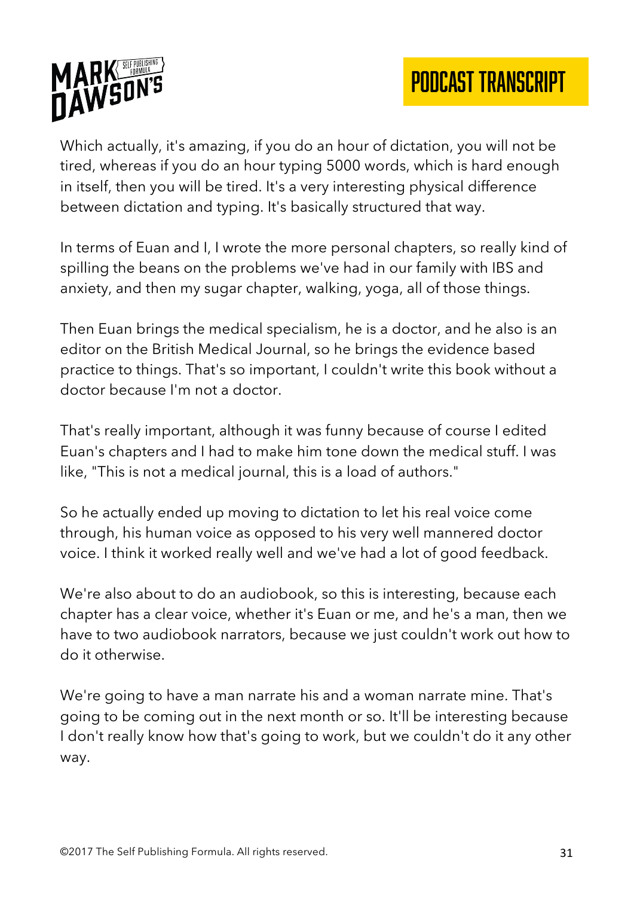Which actually, it's amazing, if you do an hour of dictation, you will not be tired, whereas if you do an hour typing 5000 words, which is hard enough in itself, then you will be tired. It's a very interesting physical difference between dictation and typing. It's basically structured that way.

In terms of Euan and I, I wrote the more personal chapters, so really kind of spilling the beans on the problems we've had in our family with IBS and anxiety, and then my sugar chapter, walking, yoga, all of those things.

Then Euan brings the medical specialism, he is a doctor, and he also is an editor on the British Medical Journal, so he brings the evidence based practice to things. That's so important, I couldn't write this book without a doctor because I'm not a doctor.

That's really important, although it was funny because of course I edited Euan's chapters and I had to make him tone down the medical stuff. I was like, "This is not a medical journal, this is a load of authors."

So he actually ended up moving to dictation to let his real voice come through, his human voice as opposed to his very well mannered doctor voice. I think it worked really well and we've had a lot of good feedback.

We're also about to do an audiobook, so this is interesting, because each chapter has a clear voice, whether it's Euan or me, and he's a man, then we have to two audiobook narrators, because we just couldn't work out how to do it otherwise.

We're going to have a man narrate his and a woman narrate mine. That's going to be coming out in the next month or so. It'll be interesting because I don't really know how that's going to work, but we couldn't do it any other way.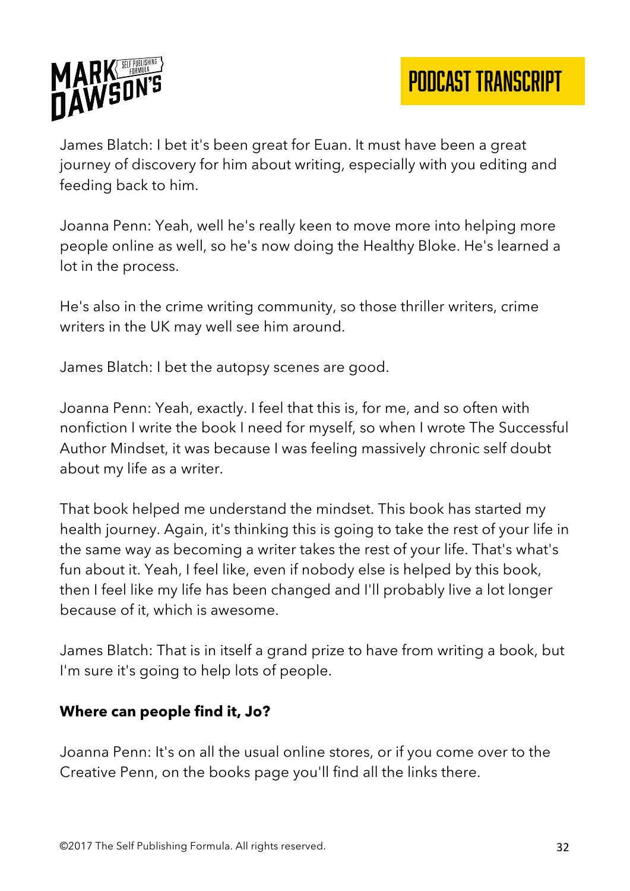James Blatch: I bet it's been great for Euan. It must have been a great journey of discovery for him about writing, especially with you editing and feeding back to him.

Joanna Penn: Yeah, well he's really keen to move more into helping more people online as well, so he's now doing the Healthy Bloke. He's learned a lot in the process.

He's also in the crime writing community, so those thriller writers, crime writers in the UK may well see him around.

James Blatch: I bet the autopsy scenes are good.

Joanna Penn: Yeah, exactly. I feel that this is, for me, and so often with nonfiction I write the book I need for myself, so when I wrote The Successful Author Mindset, it was because I was feeling massively chronic self doubt about my life as a writer.

That book helped me understand the mindset. This book has started my health journey. Again, it's thinking this is going to take the rest of your life in the same way as becoming a writer takes the rest of your life. That's what's fun about it. Yeah, I feel like, even if nobody else is helped by this book, then I feel like my life has been changed and I'll probably live a lot longer because of it, which is awesome.

James Blatch: That is in itself a grand prize to have from writing a book, but I'm sure it's going to help lots of people.

**Where can people find it, Jo?**

Joanna Penn: It's on all the usual online stores, or if you come over to the Creative Penn, on the books page you'll find all the links there.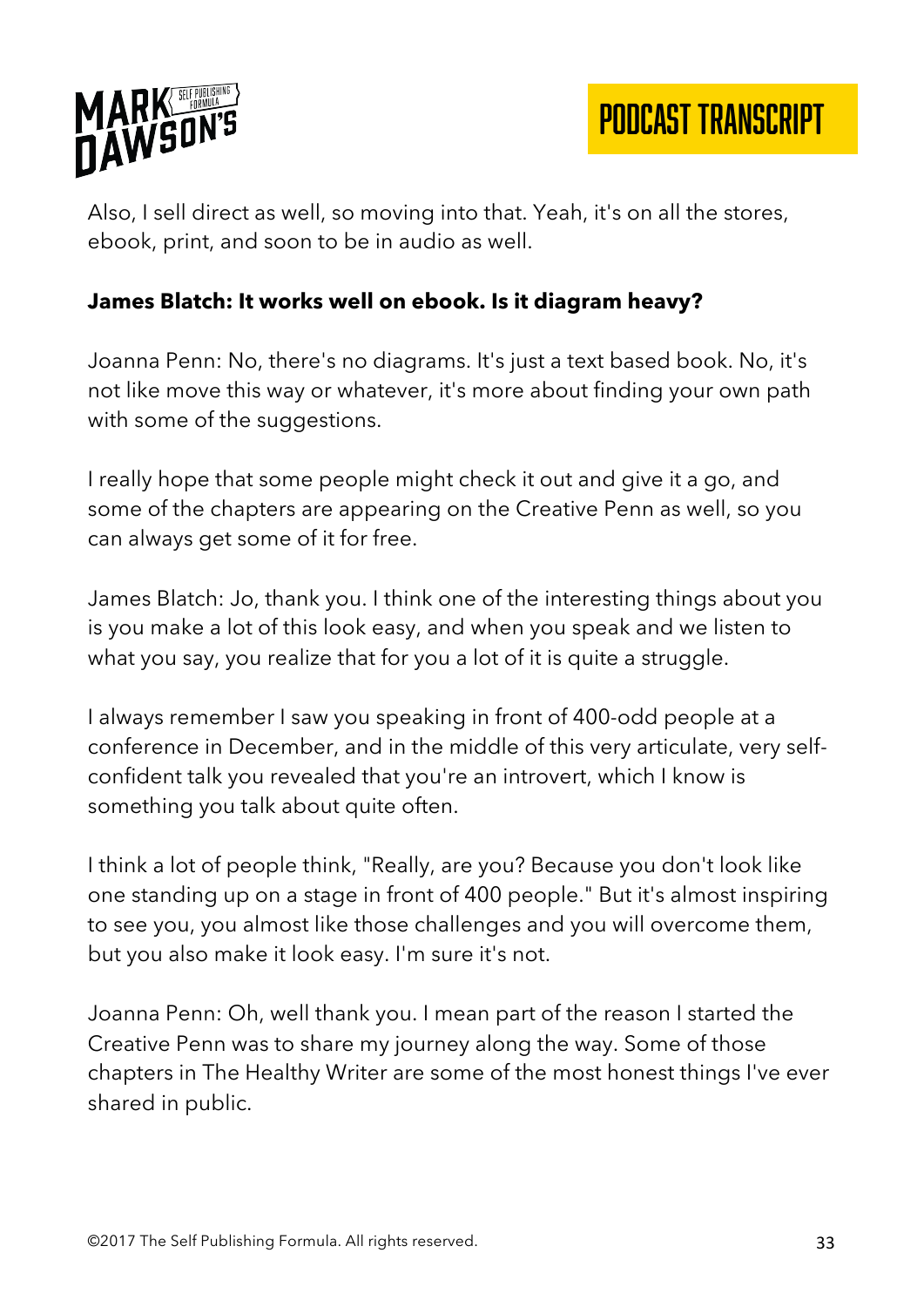Also, I sell direct as well, so moving into that. Yeah, it's on all the stores, ebook, print, and soon to be in audio as well.

**James Blatch: It works well on ebook. Is it diagram heavy?**

Joanna Penn: No, there's no diagrams. It's just a text based book. No, it's not like move this way or whatever, it's more about finding your own path with some of the suggestions.

I really hope that some people might check it out and give it a go, and some of the chapters are appearing on the Creative Penn as well, so you can always get some of it for free.

James Blatch: Jo, thank you. I think one of the interesting things about you is you make a lot of this look easy, and when you speak and we listen to what you say, you realize that for you a lot of it is quite a struggle.

I always remember I saw you speaking in front of 400-odd people at a conference in December, and in the middle of this very articulate, very self-confident talk you revealed that you're an introvert, which I know is something you talk about quite often.

I think a lot of people think, "Really, are you? Because you don't look like one standing up on a stage in front of 400 people." But it's almost inspiring to see you, you almost like those challenges and you will overcome them, but you also make it look easy. I'm sure it's not.

Joanna Penn: Oh, well thank you. I mean part of the reason I started the Creative Penn was to share my journey along the way. Some of those chapters in The Healthy Writer are some of the most honest things I've ever shared in public.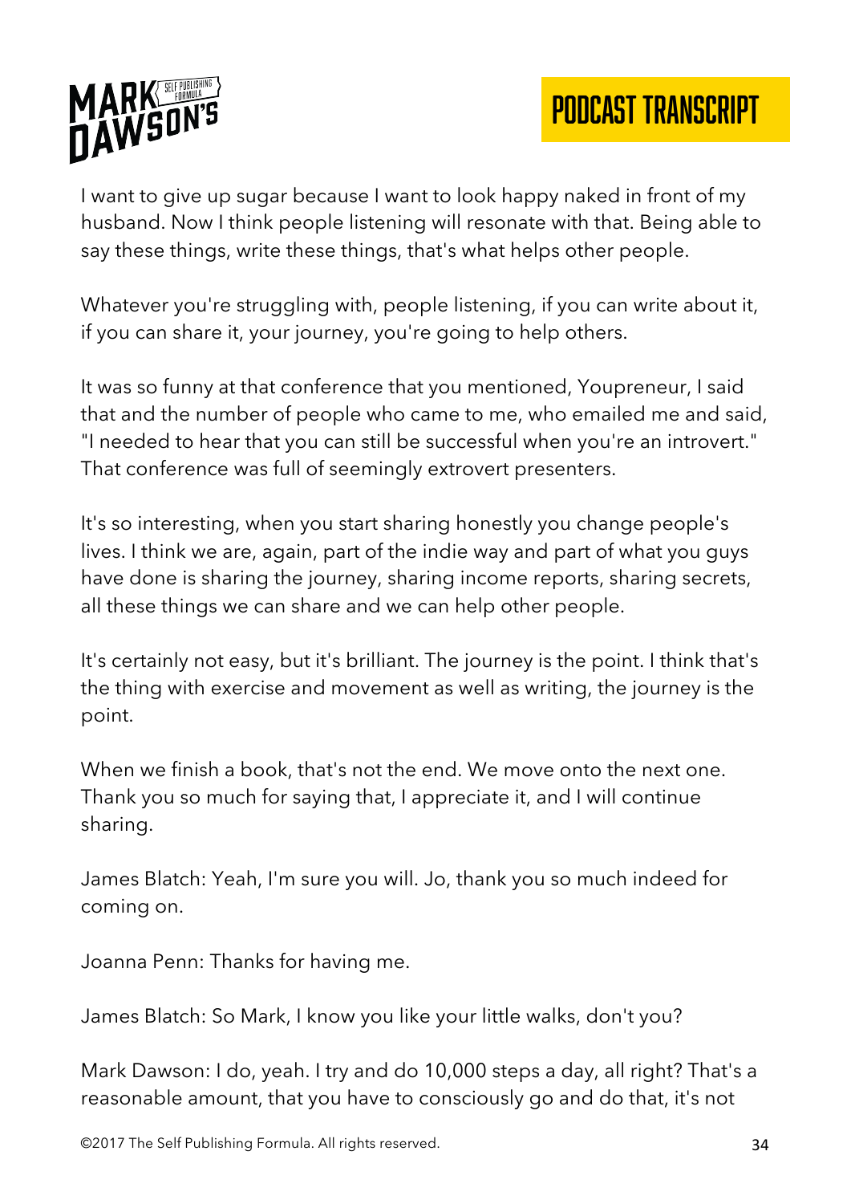I want to give up sugar because I want to look happy naked in front of my husband. Now I think people listening will resonate with that. Being able to say these things, write these things, that's what helps other people.

Whatever you're struggling with, people listening, if you can write about it, if you can share it, your journey, you're going to help others.

It was so funny at that conference that you mentioned, Youpreneur, I said that and the number of people who came to me, who emailed me and said, "I needed to hear that you can still be successful when you're an introvert." That conference was full of seemingly extrovert presenters.

It's so interesting, when you start sharing honestly you change people's lives. I think we are, again, part of the indie way and part of what you guys have done is sharing the journey, sharing income reports, sharing secrets, all these things we can share and we can help other people.

It's certainly not easy, but it's brilliant. The journey is the point. I think that's the thing with exercise and movement as well as writing, the journey is the point.

When we finish a book, that's not the end. We move onto the next one. Thank you so much for saying that, I appreciate it, and I will continue sharing.

James Blatch: Yeah, I'm sure you will. Jo, thank you so much indeed for coming on.

Joanna Penn: Thanks for having me.

James Blatch: So Mark, I know you like your little walks, don't you?

Mark Dawson: I do, yeah. I try and do 10,000 steps a day, all right? That's a reasonable amount, that you have to consciously go and do that, it's not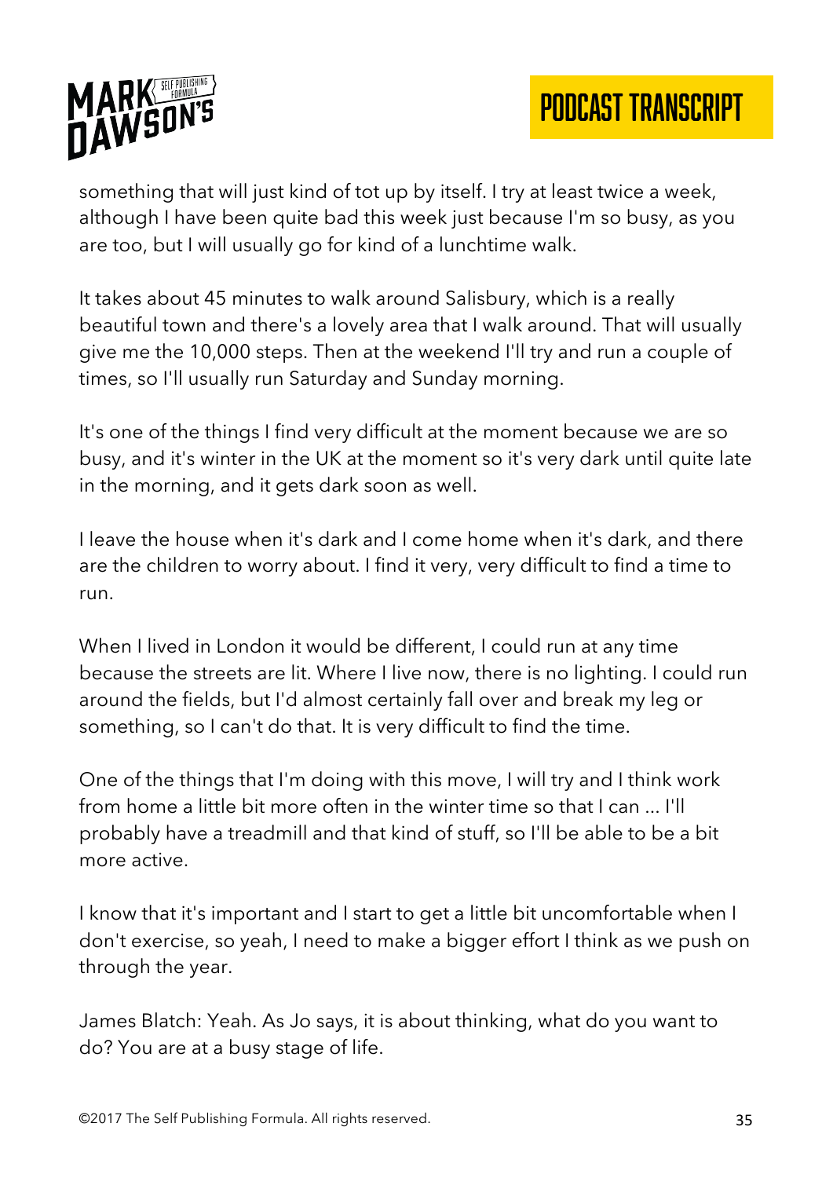something that will just kind of tot up by itself. I try at least twice a week, although I have been quite bad this week just because I'm so busy, as you are too, but I will usually go for kind of a lunchtime walk.

It takes about 45 minutes to walk around Salisbury, which is a really beautiful town and there's a lovely area that I walk around. That will usually give me the 10,000 steps. Then at the weekend I'll try and run a couple of times, so I'll usually run Saturday and Sunday morning.

It's one of the things I find very difficult at the moment because we are so busy, and it's winter in the UK at the moment so it's very dark until quite late in the morning, and it gets dark soon as well.

I leave the house when it's dark and I come home when it's dark, and there are the children to worry about. I find it very, very difficult to find a time to run.

When I lived in London it would be different, I could run at any time because the streets are lit. Where I live now, there is no lighting. I could run around the fields, but I'd almost certainly fall over and break my leg or something, so I can't do that. It is very difficult to find the time.

One of the things that I'm doing with this move, I will try and I think work from home a little bit more often in the winter time so that I can ... I'll probably have a treadmill and that kind of stuff, so I'll be able to be a bit more active.

I know that it's important and I start to get a little bit uncomfortable when I don't exercise, so yeah, I need to make a bigger effort I think as we push on through the year.

James Blatch: Yeah. As Jo says, it is about thinking, what do you want to do? You are at a busy stage of life.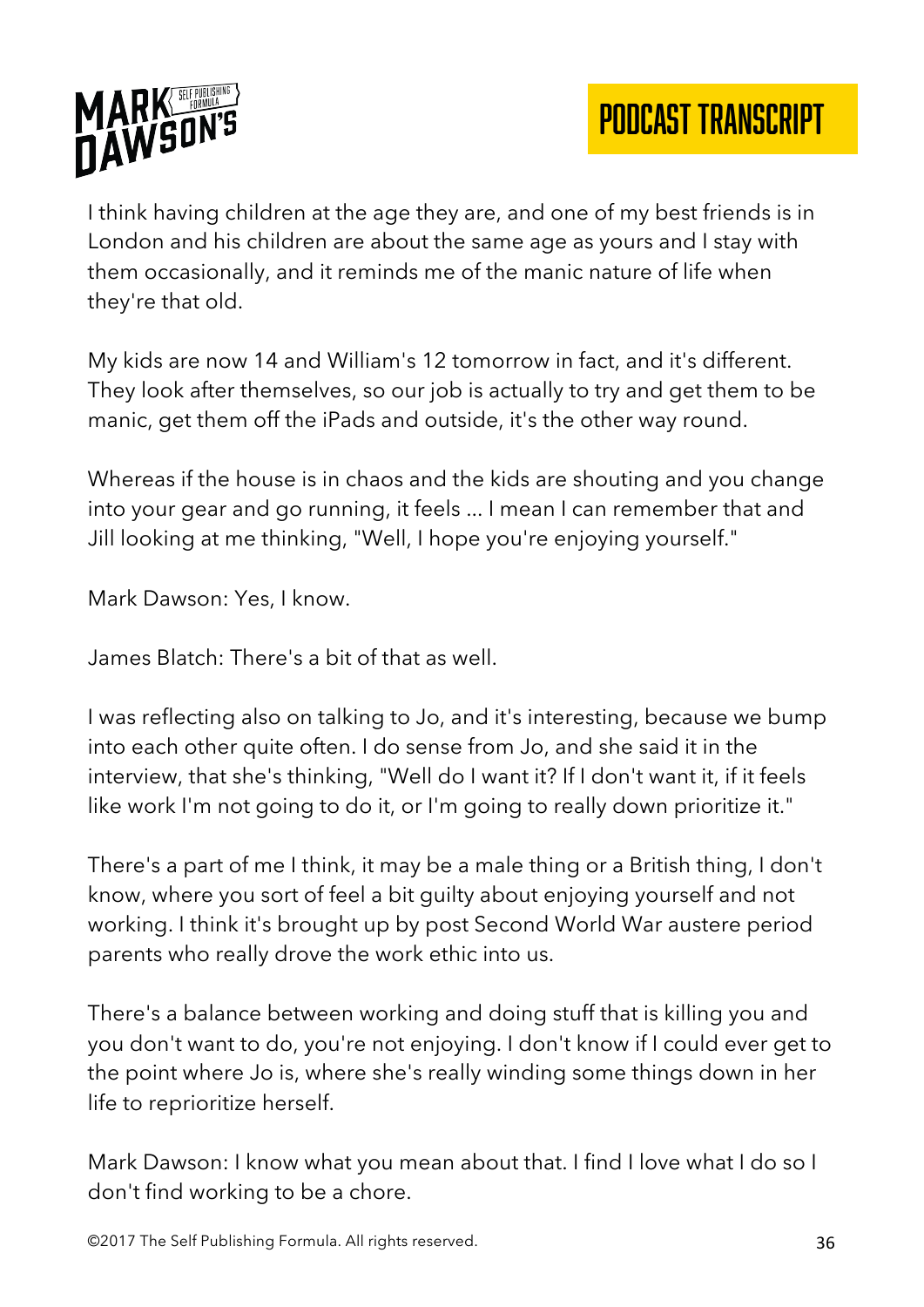I think having children at the age they are, and one of my best friends is in London and his children are about the same age as yours and I stay with them occasionally, and it reminds me of the manic nature of life when they're that old.

My kids are now 14 and William's 12 tomorrow in fact, and it's different. They look after themselves, so our job is actually to try and get them to be manic, get them off the iPads and outside, it's the other way round.

Whereas if the house is in chaos and the kids are shouting and you change into your gear and go running, it feels ... I mean I can remember that and Jill looking at me thinking, "Well, I hope you're enjoying yourself."

Mark Dawson: Yes, I know.

James Blatch: There's a bit of that as well.

I was reflecting also on talking to Jo, and it's interesting, because we bump into each other quite often. I do sense from Jo, and she said it in the interview, that she's thinking, "Well do I want it? If I don't want it, if it feels like work I'm not going to do it, or I'm going to really down prioritize it."

There's a part of me I think, it may be a male thing or a British thing, I don't know, where you sort of feel a bit guilty about enjoying yourself and not working. I think it's brought up by post Second World War austere period parents who really drove the work ethic into us.

There's a balance between working and doing stuff that is killing you and you don't want to do, you're not enjoying. I don't know if I could ever get to the point where Jo is, where she's really winding some things down in her life to reprioritize herself.

Mark Dawson: I know what you mean about that. I find I love what I do so I don't find working to be a chore.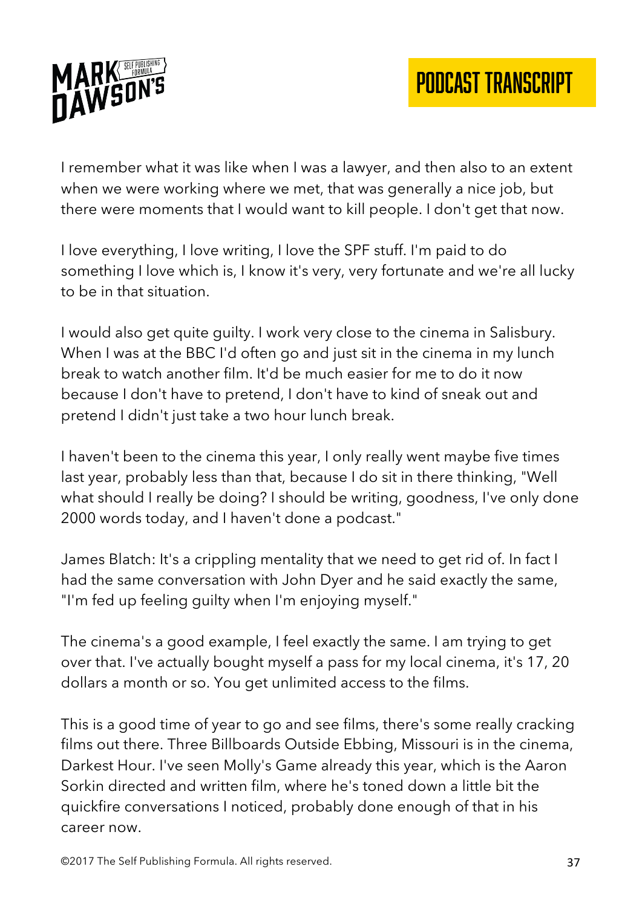I remember what it was like when I was a lawyer, and then also to an extent when we were working where we met, that was generally a nice job, but there were moments that I would want to kill people. I don't get that now.

I love everything, I love writing, I love the SPF stuff. I'm paid to do something I love which is, I know it's very, very fortunate and we're all lucky to be in that situation.

I would also get quite guilty. I work very close to the cinema in Salisbury. When I was at the BBC I'd often go and just sit in the cinema in my lunch break to watch another film. It'd be much easier for me to do it now because I don't have to pretend, I don't have to kind of sneak out and pretend I didn't just take a two hour lunch break.

I haven't been to the cinema this year, I only really went maybe five times last year, probably less than that, because I do sit in there thinking, "Well what should I really be doing? I should be writing, goodness, I've only done 2000 words today, and I haven't done a podcast."

James Blatch: It's a crippling mentality that we need to get rid of. In fact I had the same conversation with John Dyer and he said exactly the same, "I'm fed up feeling guilty when I'm enjoying myself."

The cinema's a good example, I feel exactly the same. I am trying to get over that. I've actually bought myself a pass for my local cinema, it's 17, 20 dollars a month or so. You get unlimited access to the films.

This is a good time of year to go and see films, there's some really cracking films out there. Three Billboards Outside Ebbing, Missouri is in the cinema, Darkest Hour. I've seen Molly's Game already this year, which is the Aaron Sorkin directed and written film, where he's toned down a little bit the quickfire conversations I noticed, probably done enough of that in his career now.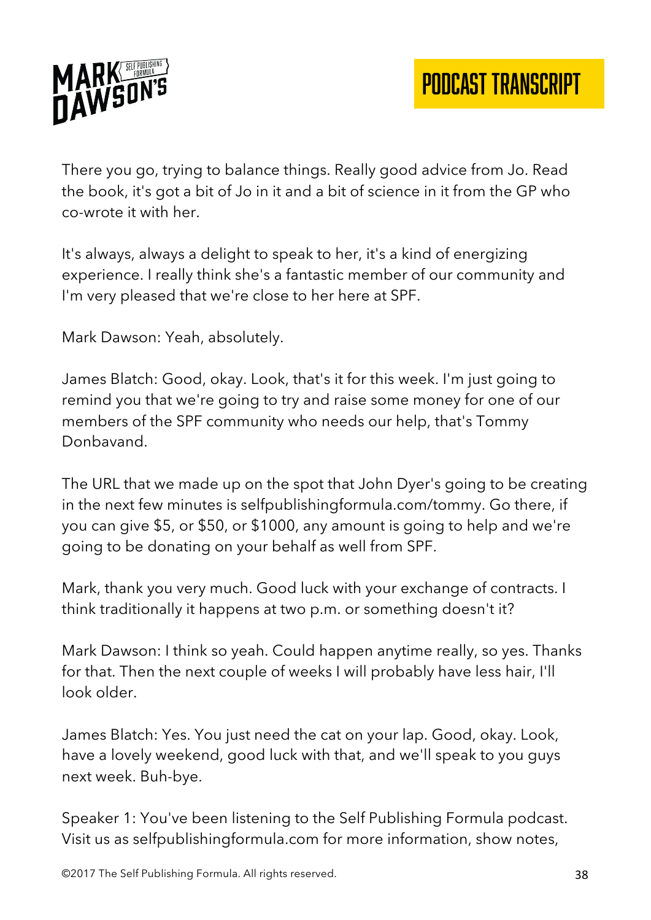There you go, trying to balance things. Really good advice from Jo. Read the book, it's got a bit of Jo in it and a bit of science in it from the GP who co-wrote it with her.

It's always, always a delight to speak to her, it's a kind of energizing experience. I really think she's a fantastic member of our community and I'm very pleased that we're close to her here at SPF.

Mark Dawson: Yeah, absolutely.

James Blatch: Good, okay. Look, that's it for this week. I'm just going to remind you that we're going to try and raise some money for one of our members of the SPF community who needs our help, that's Tommy Donbavand.

The URL that we made up on the spot that John Dyer's going to be creating in the next few minutes is selfpublishingformula.com/tommy. Go there, if you can give $5, or $50, or $1000, any amount is going to help and we're going to be donating on your behalf as well from SPF.

Mark, thank you very much. Good luck with your exchange of contracts. I think traditionally it happens at two p.m. or something doesn't it?

Mark Dawson: I think so yeah. Could happen anytime really, so yes. Thanks for that. Then the next couple of weeks I will probably have less hair, I'll look older.

James Blatch: Yes. You just need the cat on your lap. Good, okay. Look, have a lovely weekend, good luck with that, and we'll speak to you guys next week. Buh-bye.

Speaker 1: You've been listening to the Self Publishing Formula podcast. Visit us as selfpublishingformula.com for more information, show notes,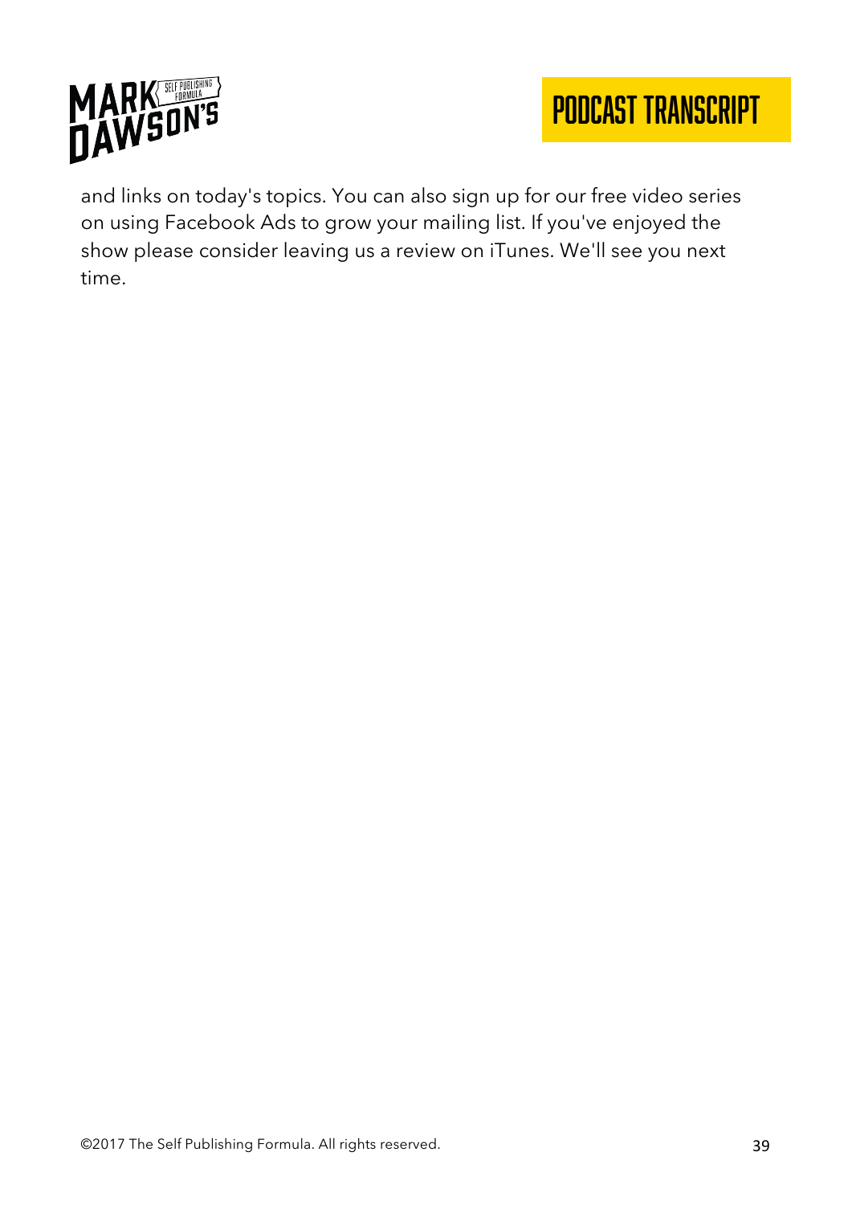and links on today's topics. You can also sign up for our free video series on using Facebook Ads to grow your mailing list. If you've enjoyed the show please consider leaving us a review on iTunes. We'll see you next time.